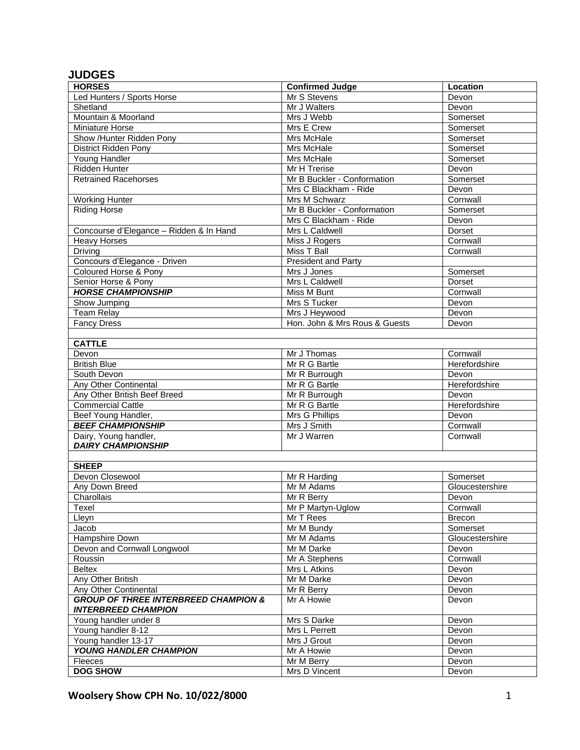# JUDGES

| HORSES | Confirmed Judge | Location |
|---|---|---|
| Led Hunters / Sports Horse | Mr S Stevens | Devon |
| Shetland | Mr J Walters | Devon |
| Mountain & Moorland | Mrs J Webb | Somerset |
| Miniature Horse | Mrs E Crew | Somerset |
| Show /Hunter Ridden Pony | Mrs McHale | Somerset |
| District Ridden Pony | Mrs McHale | Somerset |
| Young Handler | Mrs McHale | Somerset |
| Ridden Hunter | Mr H Trerise | Devon |
| Retrained Racehorses | Mr B Buckler - Conformation | Somerset |
| | Mrs C Blackham - Ride | Devon |
| Working Hunter | Mrs M Schwarz | Cornwall |
| Riding Horse | Mr B Buckler - Conformation | Somerset |
| | Mrs C Blackham - Ride | Devon |
| Concourse d'Elegance – Ridden & In Hand | Mrs L Caldwell | Dorset |
| Heavy Horses | Miss J Rogers | Cornwall |
| Driving | Miss T Ball | Cornwall |
| Concours d'Elegance - Driven | President and Party | |
| Coloured Horse & Pony | Mrs J Jones | Somerset |
| Senior Horse & Pony | Mrs L Caldwell | Dorset |
| ***HORSE CHAMPIONSHIP*** | Miss M Bunt | Cornwall |
| Show Jumping | Mrs S Tucker | Devon |
| Team Relay | Mrs J Heywood | Devon |
| Fancy Dress | Hon. John & Mrs Rous & Guests | Devon |
| | | |
| **CATTLE** | | |
| Devon | Mr J Thomas | Cornwall |
| British Blue | Mr R G Bartle | Herefordshire |
| South Devon | Mr R Burrough | Devon |
| Any Other Continental | Mr R G Bartle | Herefordshire |
| Any Other British Beef Breed | Mr R Burrough | Devon |
| Commercial Cattle | Mr R G Bartle | Herefordshire |
| Beef Young Handler, | Mrs G Phillips | Devon |
| ***BEEF CHAMPIONSHIP*** | Mrs J Smith | Cornwall |
| Dairy, Young handler, ***DAIRY CHAMPIONSHIP*** | Mr J Warren | Cornwall |
| | | |
| **SHEEP** | | |
| Devon Closewool | Mr R Harding | Somerset |
| Any Down Breed | Mr M Adams | Gloucestershire |
| Charollais | Mr R Berry | Devon |
| Texel | Mr P Martyn-Uglow | Cornwall |
| Lleyn | Mr T Rees | Brecon |
| Jacob | Mr M Bundy | Somerset |
| Hampshire Down | Mr M Adams | Gloucestershire |
| Devon and Cornwall Longwool | Mr M Darke | Devon |
| Roussin | Mr A Stephens | Cornwall |
| Beltex | Mrs L Atkins | Devon |
| Any Other British | Mr M Darke | Devon |
| Any Other Continental | Mr R Berry | Devon |
| ***GROUP OF THREE INTERBREED CHAMPION & INTERBREED CHAMPION*** | Mr A Howie | Devon |
| Young handler under 8 | Mrs S Darke | Devon |
| Young handler 8-12 | Mrs L Perrett | Devon |
| Young handler 13-17 | Mrs J Grout | Devon |
| ***YOUNG HANDLER CHAMPION*** | Mr A Howie | Devon |
| Fleeces | Mr M Berry | Devon |
| **DOG SHOW** | Mrs D Vincent | Devon |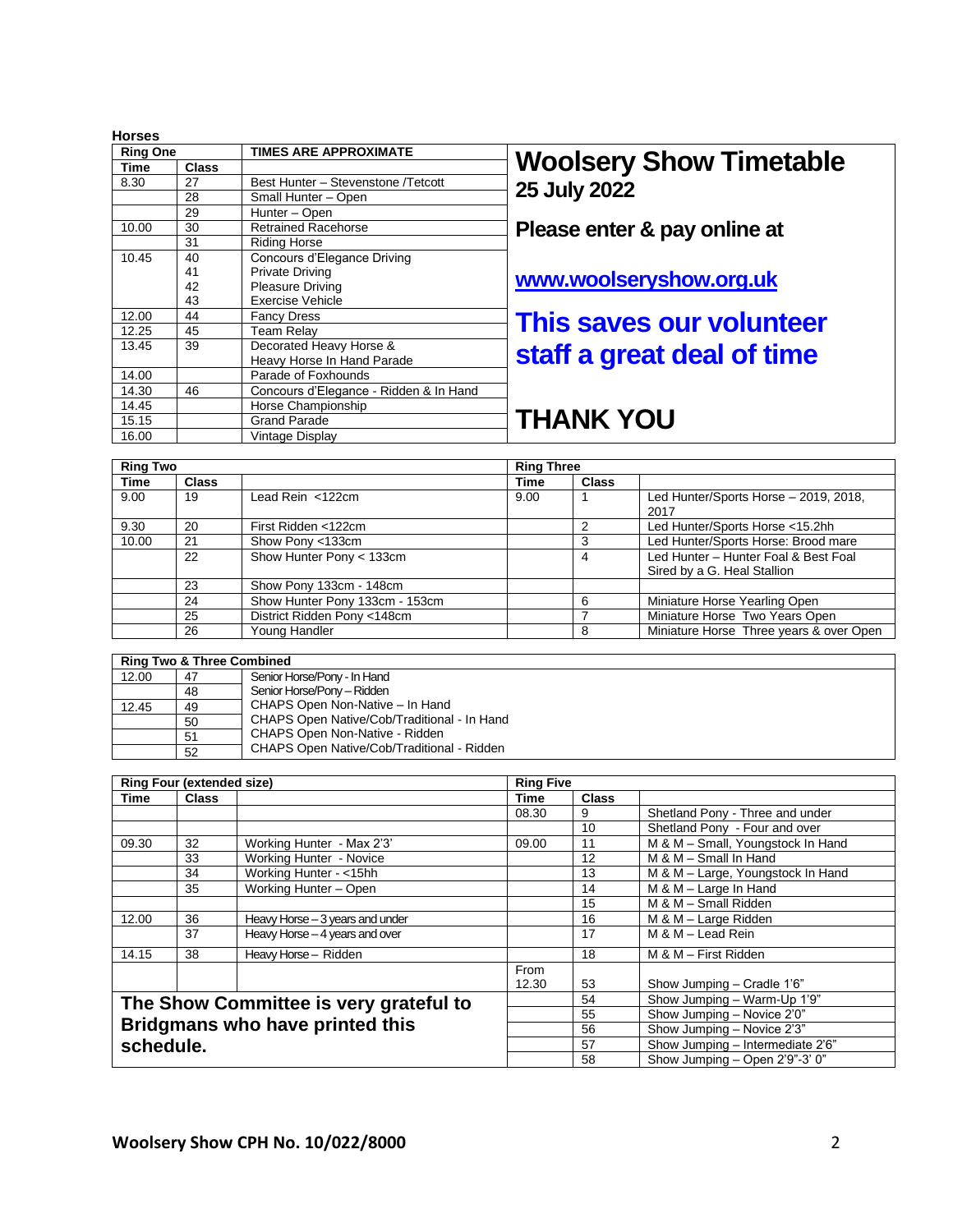**Horses**

| Ring One | | TIMES ARE APPROXIMATE |
|---|---|---|
| **Time** | **Class** | |
| 8.30 | 27 | Best Hunter – Stevenstone /Tetcott |
| | 28 | Small Hunter – Open |
| | 29 | Hunter – Open |
| 10.00 | 30 | Retrained Racehorse |
| | 31 | Riding Horse |
| 10.45 | 40 | Concours d'Elegance Driving |
| | 41 | Private Driving |
| | 42 | Pleasure Driving |
| | 43 | Exercise Vehicle |
| 12.00 | 44 | Fancy Dress |
| 12.25 | 45 | Team Relay |
| 13.45 | 39 | Decorated Heavy Horse & Heavy Horse In Hand Parade |
| 14.00 | | Parade of Foxhounds |
| 14.30 | 46 | Concours d'Elegance - Ridden & In Hand |
| 14.45 | | Horse Championship |
| 15.15 | | Grand Parade |
| 16.00 | | Vintage Display |

# Woolsery Show Timetable

## 25 July 2022

**Please enter & pay online at**

**www.woolseryshow.org.uk**

## This saves our volunteer staff a great deal of time

# THANK YOU

| Ring Two | | |
|---|---|---|
| **Time** | **Class** | |
| 9.00 | 19 | Lead Rein <122cm |
| 9.30 | 20 | First Ridden <122cm |
| 10.00 | 21 | Show Pony <133cm |
| | 22 | Show Hunter Pony < 133cm |
| | 23 | Show Pony 133cm - 148cm |
| | 24 | Show Hunter Pony 133cm - 153cm |
| | 25 | District Ridden Pony <148cm |
| | 26 | Young Handler |

| Ring Three | | |
|---|---|---|
| **Time** | **Class** | |
| 9.00 | 1 | Led Hunter/Sports Horse – 2019, 2018, 2017 |
| | 2 | Led Hunter/Sports Horse <15.2hh |
| | 3 | Led Hunter/Sports Horse: Brood mare |
| | 4 | Led Hunter – Hunter Foal & Best Foal Sired by a G. Heal Stallion |
| | | |
| | 6 | Miniature Horse Yearling Open |
| | 7 | Miniature Horse Two Years Open |
| | 8 | Miniature Horse Three years & over Open |

| Ring Two & Three Combined | | |
|---|---|---|
| 12.00 | 47 | Senior Horse/Pony - In Hand |
| | 48 | Senior Horse/Pony – Ridden |
| 12.45 | 49 | CHAPS Open Non-Native – In Hand |
| | 50 | CHAPS Open Native/Cob/Traditional - In Hand |
| | 51 | CHAPS Open Non-Native - Ridden |
| | 52 | CHAPS Open Native/Cob/Traditional - Ridden |

| Ring Four (extended size) | | |
|---|---|---|
| **Time** | **Class** | |
| 09.30 | 32 | Working Hunter - Max 2'3' |
| | 33 | Working Hunter - Novice |
| | 34 | Working Hunter - <15hh |
| | 35 | Working Hunter – Open |
| 12.00 | 36 | Heavy Horse – 3 years and under |
| | 37 | Heavy Horse – 4 years and over |
| 14.15 | 38 | Heavy Horse – Ridden |

**The Show Committee is very grateful to Bridgmans who have printed this schedule.**

| Ring Five | | |
|---|---|---|
| **Time** | **Class** | |
| 08.30 | 9 | Shetland Pony - Three and under |
| | 10 | Shetland Pony - Four and over |
| 09.00 | 11 | M & M – Small, Youngstock In Hand |
| | 12 | M & M – Small In Hand |
| | 13 | M & M – Large, Youngstock In Hand |
| | 14 | M & M – Large In Hand |
| | 15 | M & M – Small Ridden |
| | 16 | M & M – Large Ridden |
| | 17 | M & M – Lead Rein |
| | 18 | M & M – First Ridden |
| From 12.30 | 53 | Show Jumping – Cradle 1'6" |
| | 54 | Show Jumping – Warm-Up 1'9" |
| | 55 | Show Jumping – Novice 2'0" |
| | 56 | Show Jumping – Novice 2'3" |
| | 57 | Show Jumping – Intermediate 2'6" |
| | 58 | Show Jumping – Open 2'9"-3' 0" |

**Woolsery Show CPH No. 10/022/8000**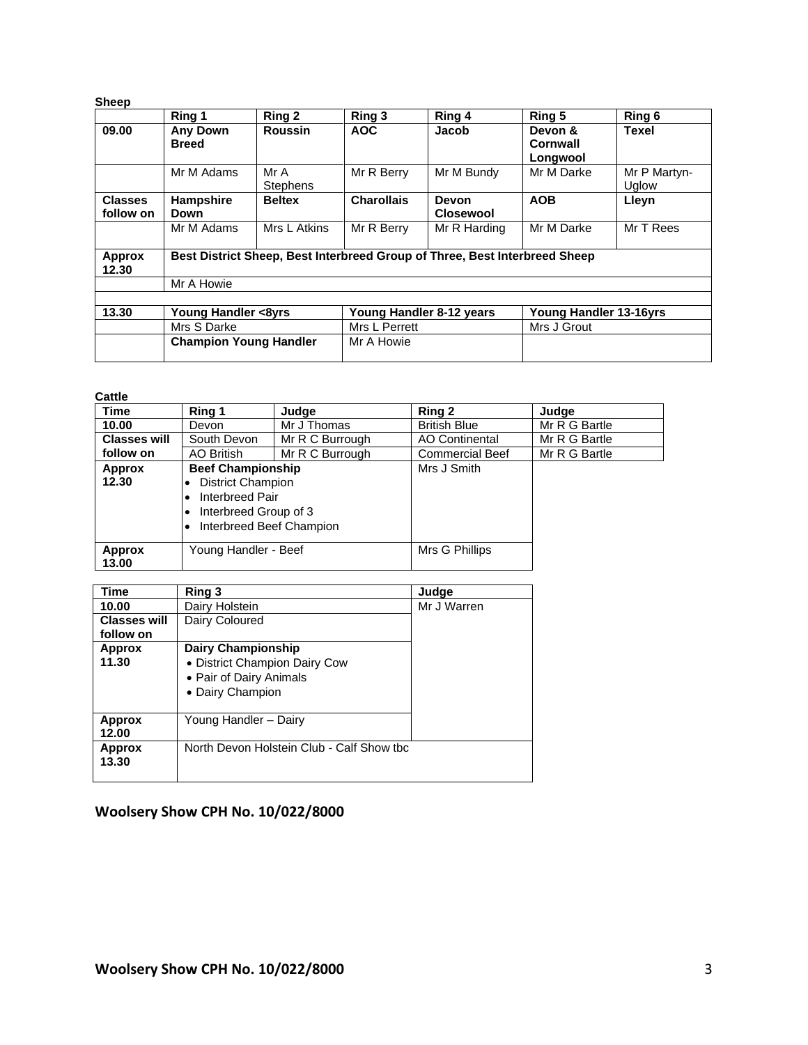**Sheep**

| | Ring 1 | Ring 2 | Ring 3 | Ring 4 | Ring 5 | Ring 6 |
|---|---|---|---|---|---|---|
| **09.00** | **Any Down Breed** | **Roussin** | **AOC** | **Jacob** | **Devon & Cornwall Longwool** | **Texel** |
| | Mr M Adams | Mr A Stephens | Mr R Berry | Mr M Bundy | Mr M Darke | Mr P Martyn-Uglow |
| **Classes follow on** | **Hampshire Down** | **Beltex** | **Charollais** | **Devon Closewool** | **AOB** | **Lleyn** |
| | Mr M Adams | Mrs L Atkins | Mr R Berry | Mr R Harding | Mr M Darke | Mr T Rees |
| **Approx 12.30** | **Best District Sheep, Best Interbreed Group of Three, Best Interbreed Sheep** | | | | | |
| | Mr A Howie | | | | | |
| | | | | | | |
| **13.30** | **Young Handler <8yrs** | | **Young Handler 8-12 years** | | **Young Handler 13-16yrs** | |
| | Mrs S Darke | | Mrs L Perrett | | Mrs J Grout | |
| | **Champion Young Handler** | | Mr A Howie | | | |

**Cattle**

| Time | Ring 1 | Judge | Ring 2 | Judge |
|---|---|---|---|---|
| **10.00** | Devon | Mr J Thomas | British Blue | Mr R G Bartle |
| **Classes will follow on** | South Devon | Mr R C Burrough | AO Continental | Mr R G Bartle |
| | AO British | Mr R C Burrough | Commercial Beef | Mr R G Bartle |
| **Approx 12.30** | **Beef Championship**<br>• District Champion<br>• Interbreed Pair<br>• Interbreed Group of 3<br>• Interbreed Beef Champion | | Mrs J Smith | |
| **Approx 13.00** | Young Handler - Beef | | Mrs G Phillips | |

| Time | Ring 3 | Judge |
|---|---|---|
| **10.00** | Dairy Holstein | Mr J Warren |
| **Classes will follow on** | Dairy Coloured | |
| **Approx 11.30** | **Dairy Championship**<br>• District Champion Dairy Cow<br>• Pair of Dairy Animals<br>• Dairy Champion | |
| **Approx 12.00** | Young Handler – Dairy | |
| **Approx 13.30** | North Devon Holstein Club - Calf Show tbc | |

**Woolsery Show CPH No. 10/022/8000**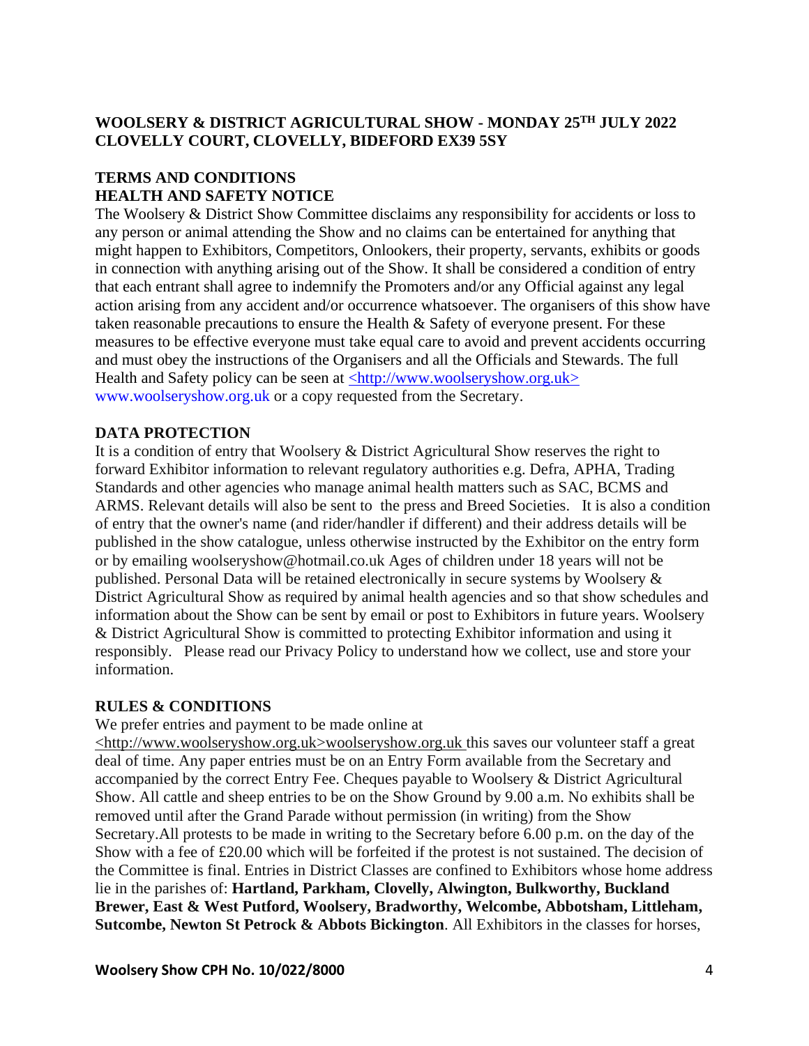**WOOLSERY & DISTRICT AGRICULTURAL SHOW - MONDAY 25TH JULY 2022**
**CLOVELLY COURT, CLOVELLY, BIDEFORD EX39 5SY**

**TERMS AND CONDITIONS**
**HEALTH AND SAFETY NOTICE**

The Woolsery & District Show Committee disclaims any responsibility for accidents or loss to any person or animal attending the Show and no claims can be entertained for anything that might happen to Exhibitors, Competitors, Onlookers, their property, servants, exhibits or goods in connection with anything arising out of the Show. It shall be considered a condition of entry that each entrant shall agree to indemnify the Promoters and/or any Official against any legal action arising from any accident and/or occurrence whatsoever. The organisers of this show have taken reasonable precautions to ensure the Health & Safety of everyone present. For these measures to be effective everyone must take equal care to avoid and prevent accidents occurring and must obey the instructions of the Organisers and all the Officials and Stewards. The full Health and Safety policy can be seen at <http://www.woolseryshow.org.uk> www.woolseryshow.org.uk or a copy requested from the Secretary.

**DATA PROTECTION**

It is a condition of entry that Woolsery & District Agricultural Show reserves the right to forward Exhibitor information to relevant regulatory authorities e.g. Defra, APHA, Trading Standards and other agencies who manage animal health matters such as SAC, BCMS and ARMS. Relevant details will also be sent to the press and Breed Societies. It is also a condition of entry that the owner's name (and rider/handler if different) and their address details will be published in the show catalogue, unless otherwise instructed by the Exhibitor on the entry form or by emailing woolseryshow@hotmail.co.uk Ages of children under 18 years will not be published. Personal Data will be retained electronically in secure systems by Woolsery & District Agricultural Show as required by animal health agencies and so that show schedules and information about the Show can be sent by email or post to Exhibitors in future years. Woolsery & District Agricultural Show is committed to protecting Exhibitor information and using it responsibly. Please read our Privacy Policy to understand how we collect, use and store your information.

**RULES & CONDITIONS**

We prefer entries and payment to be made online at <http://www.woolseryshow.org.uk>woolseryshow.org.uk this saves our volunteer staff a great deal of time. Any paper entries must be on an Entry Form available from the Secretary and accompanied by the correct Entry Fee. Cheques payable to Woolsery & District Agricultural Show. All cattle and sheep entries to be on the Show Ground by 9.00 a.m. No exhibits shall be removed until after the Grand Parade without permission (in writing) from the Show Secretary.All protests to be made in writing to the Secretary before 6.00 p.m. on the day of the Show with a fee of £20.00 which will be forfeited if the protest is not sustained. The decision of the Committee is final. Entries in District Classes are confined to Exhibitors whose home address lie in the parishes of: **Hartland, Parkham, Clovelly, Alwington, Bulkworthy, Buckland Brewer, East & West Putford, Woolsery, Bradworthy, Welcombe, Abbotsham, Littleham, Sutcombe, Newton St Petrock & Abbots Bickington**. All Exhibitors in the classes for horses,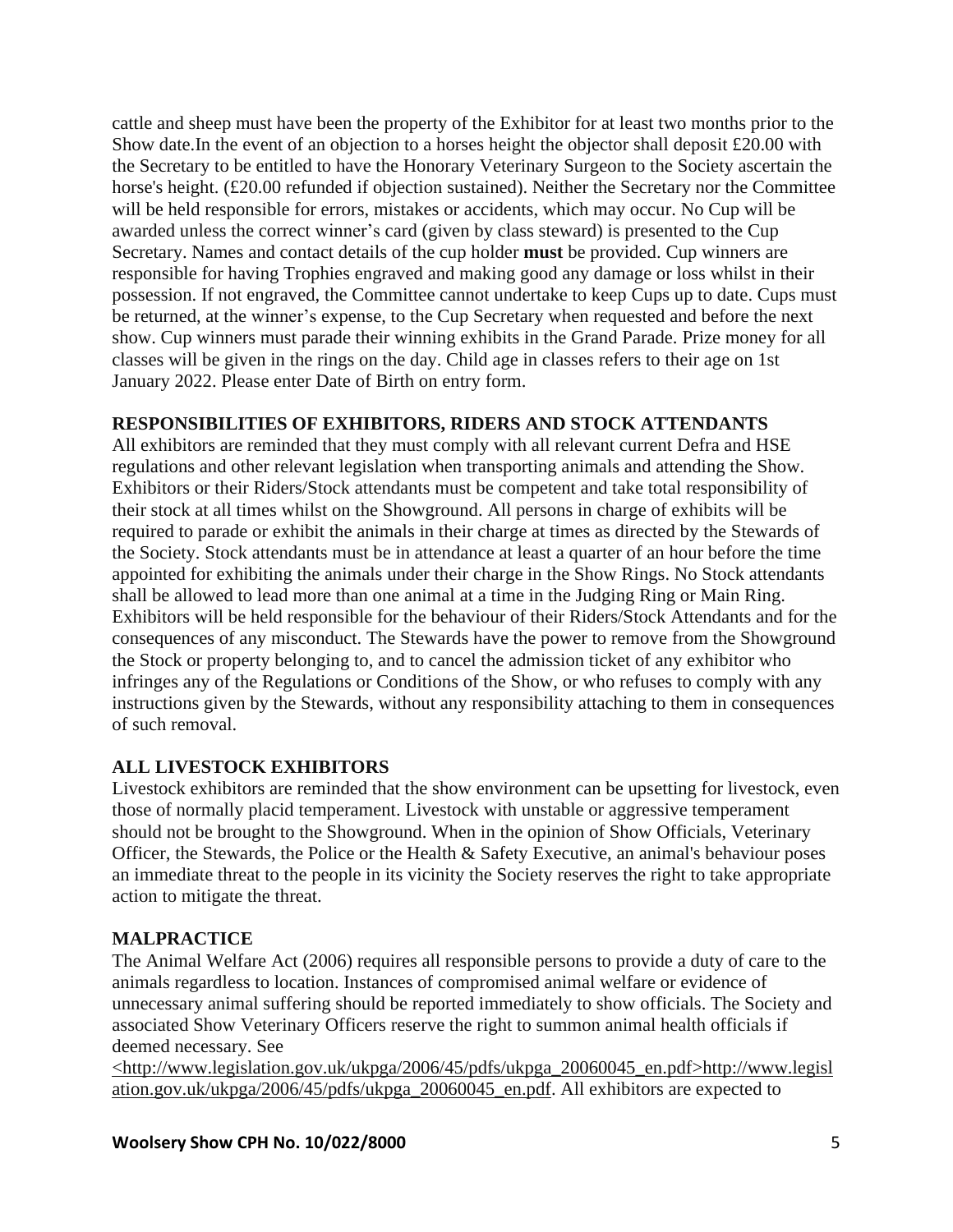cattle and sheep must have been the property of the Exhibitor for at least two months prior to the Show date.In the event of an objection to a horses height the objector shall deposit £20.00 with the Secretary to be entitled to have the Honorary Veterinary Surgeon to the Society ascertain the horse's height. (£20.00 refunded if objection sustained). Neither the Secretary nor the Committee will be held responsible for errors, mistakes or accidents, which may occur. No Cup will be awarded unless the correct winner's card (given by class steward) is presented to the Cup Secretary. Names and contact details of the cup holder **must** be provided. Cup winners are responsible for having Trophies engraved and making good any damage or loss whilst in their possession. If not engraved, the Committee cannot undertake to keep Cups up to date. Cups must be returned, at the winner's expense, to the Cup Secretary when requested and before the next show. Cup winners must parade their winning exhibits in the Grand Parade. Prize money for all classes will be given in the rings on the day. Child age in classes refers to their age on 1st January 2022. Please enter Date of Birth on entry form.

## RESPONSIBILITIES OF EXHIBITORS, RIDERS AND STOCK ATTENDANTS

All exhibitors are reminded that they must comply with all relevant current Defra and HSE regulations and other relevant legislation when transporting animals and attending the Show. Exhibitors or their Riders/Stock attendants must be competent and take total responsibility of their stock at all times whilst on the Showground. All persons in charge of exhibits will be required to parade or exhibit the animals in their charge at times as directed by the Stewards of the Society. Stock attendants must be in attendance at least a quarter of an hour before the time appointed for exhibiting the animals under their charge in the Show Rings. No Stock attendants shall be allowed to lead more than one animal at a time in the Judging Ring or Main Ring. Exhibitors will be held responsible for the behaviour of their Riders/Stock Attendants and for the consequences of any misconduct. The Stewards have the power to remove from the Showground the Stock or property belonging to, and to cancel the admission ticket of any exhibitor who infringes any of the Regulations or Conditions of the Show, or who refuses to comply with any instructions given by the Stewards, without any responsibility attaching to them in consequences of such removal.

## ALL LIVESTOCK EXHIBITORS

Livestock exhibitors are reminded that the show environment can be upsetting for livestock, even those of normally placid temperament. Livestock with unstable or aggressive temperament should not be brought to the Showground. When in the opinion of Show Officials, Veterinary Officer, the Stewards, the Police or the Health & Safety Executive, an animal's behaviour poses an immediate threat to the people in its vicinity the Society reserves the right to take appropriate action to mitigate the threat.

## MALPRACTICE

The Animal Welfare Act (2006) requires all responsible persons to provide a duty of care to the animals regardless to location. Instances of compromised animal welfare or evidence of unnecessary animal suffering should be reported immediately to show officials. The Society and associated Show Veterinary Officers reserve the right to summon animal health officials if deemed necessary. See <http://www.legislation.gov.uk/ukpga/2006/45/pdfs/ukpga_20060045_en.pdf>http://www.legislation.gov.uk/ukpga/2006/45/pdfs/ukpga_20060045_en.pdf. All exhibitors are expected to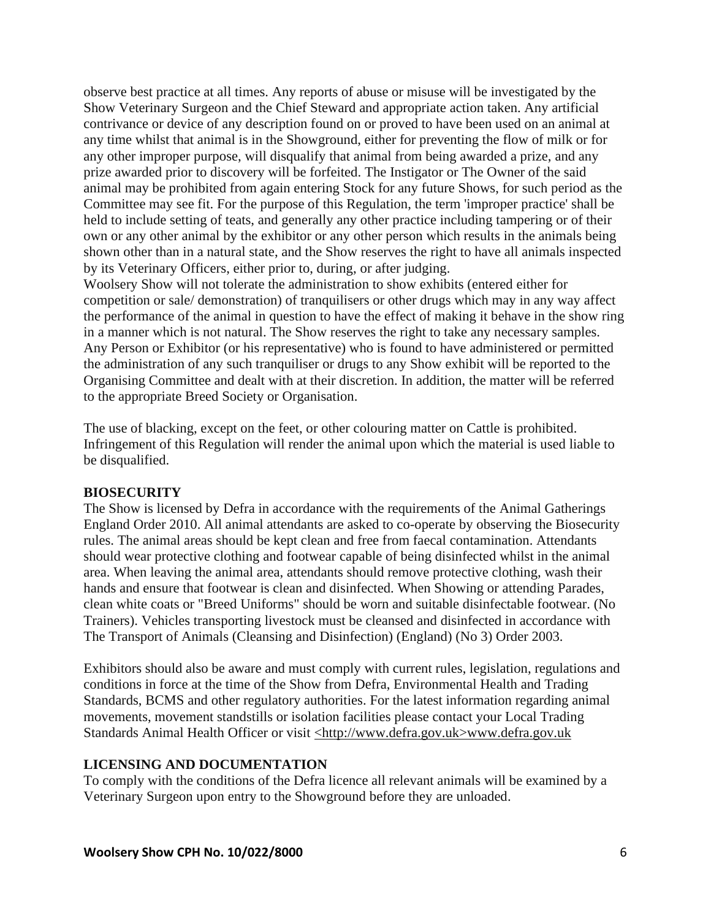observe best practice at all times. Any reports of abuse or misuse will be investigated by the Show Veterinary Surgeon and the Chief Steward and appropriate action taken. Any artificial contrivance or device of any description found on or proved to have been used on an animal at any time whilst that animal is in the Showground, either for preventing the flow of milk or for any other improper purpose, will disqualify that animal from being awarded a prize, and any prize awarded prior to discovery will be forfeited. The Instigator or The Owner of the said animal may be prohibited from again entering Stock for any future Shows, for such period as the Committee may see fit. For the purpose of this Regulation, the term 'improper practice' shall be held to include setting of teats, and generally any other practice including tampering or of their own or any other animal by the exhibitor or any other person which results in the animals being shown other than in a natural state, and the Show reserves the right to have all animals inspected by its Veterinary Officers, either prior to, during, or after judging.
Woolsery Show will not tolerate the administration to show exhibits (entered either for competition or sale/ demonstration) of tranquilisers or other drugs which may in any way affect the performance of the animal in question to have the effect of making it behave in the show ring in a manner which is not natural. The Show reserves the right to take any necessary samples. Any Person or Exhibitor (or his representative) who is found to have administered or permitted the administration of any such tranquiliser or drugs to any Show exhibit will be reported to the Organising Committee and dealt with at their discretion. In addition, the matter will be referred to the appropriate Breed Society or Organisation.

The use of blacking, except on the feet, or other colouring matter on Cattle is prohibited. Infringement of this Regulation will render the animal upon which the material is used liable to be disqualified.

**BIOSECURITY**

The Show is licensed by Defra in accordance with the requirements of the Animal Gatherings England Order 2010. All animal attendants are asked to co-operate by observing the Biosecurity rules. The animal areas should be kept clean and free from faecal contamination. Attendants should wear protective clothing and footwear capable of being disinfected whilst in the animal area. When leaving the animal area, attendants should remove protective clothing, wash their hands and ensure that footwear is clean and disinfected. When Showing or attending Parades, clean white coats or "Breed Uniforms" should be worn and suitable disinfectable footwear. (No Trainers). Vehicles transporting livestock must be cleansed and disinfected in accordance with The Transport of Animals (Cleansing and Disinfection) (England) (No 3) Order 2003.

Exhibitors should also be aware and must comply with current rules, legislation, regulations and conditions in force at the time of the Show from Defra, Environmental Health and Trading Standards, BCMS and other regulatory authorities. For the latest information regarding animal movements, movement standstills or isolation facilities please contact your Local Trading Standards Animal Health Officer or visit <http://www.defra.gov.uk>www.defra.gov.uk

**LICENSING AND DOCUMENTATION**

To comply with the conditions of the Defra licence all relevant animals will be examined by a Veterinary Surgeon upon entry to the Showground before they are unloaded.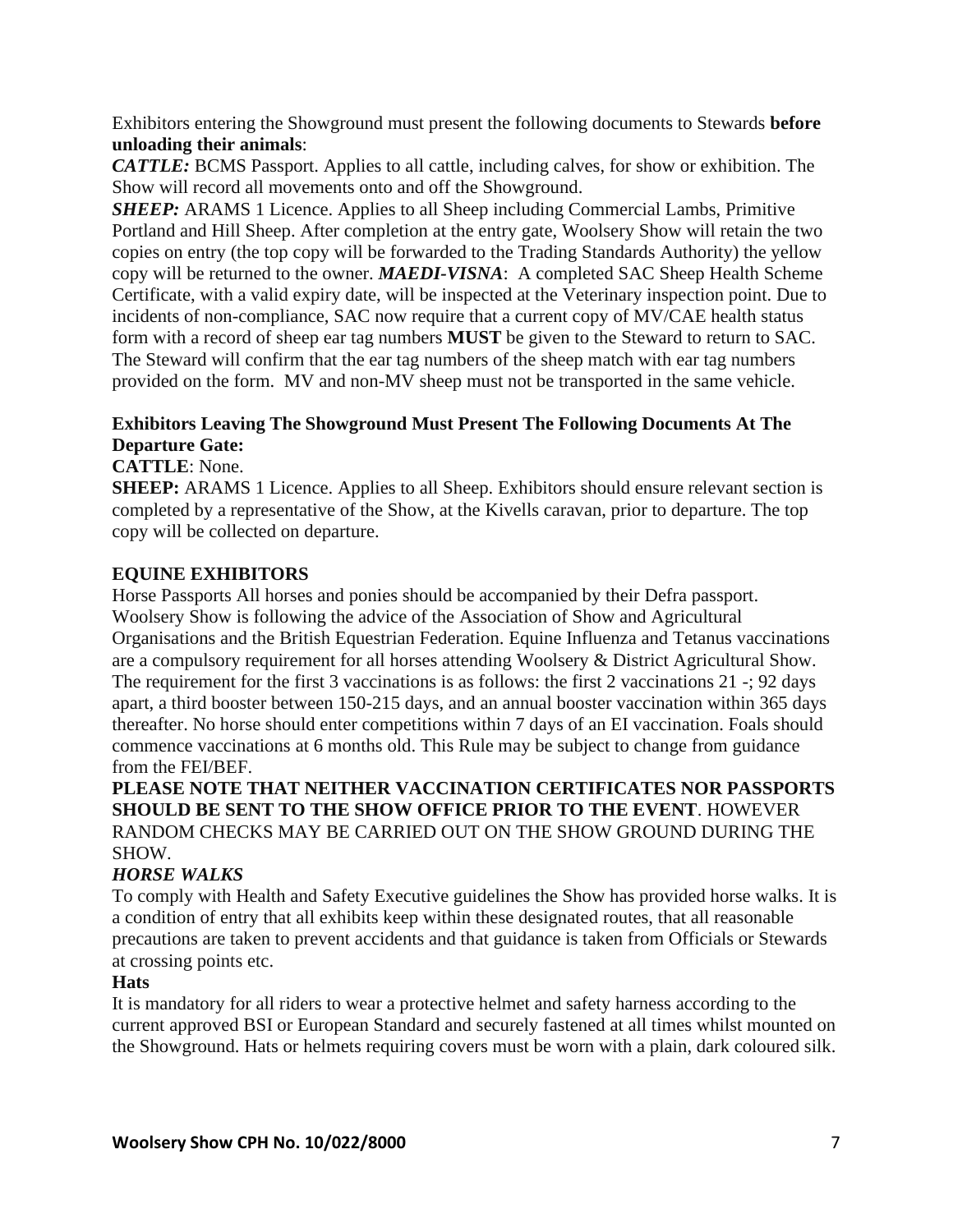Exhibitors entering the Showground must present the following documents to Stewards **before unloading their animals**:

***CATTLE:*** BCMS Passport. Applies to all cattle, including calves, for show or exhibition. The Show will record all movements onto and off the Showground.

***SHEEP:*** ARAMS 1 Licence. Applies to all Sheep including Commercial Lambs, Primitive Portland and Hill Sheep. After completion at the entry gate, Woolsery Show will retain the two copies on entry (the top copy will be forwarded to the Trading Standards Authority) the yellow copy will be returned to the owner. ***MAEDI-VISNA***: A completed SAC Sheep Health Scheme Certificate, with a valid expiry date, will be inspected at the Veterinary inspection point. Due to incidents of non-compliance, SAC now require that a current copy of MV/CAE health status form with a record of sheep ear tag numbers **MUST** be given to the Steward to return to SAC. The Steward will confirm that the ear tag numbers of the sheep match with ear tag numbers provided on the form. MV and non-MV sheep must not be transported in the same vehicle.

**Exhibitors Leaving The Showground Must Present The Following Documents At The Departure Gate:**

**CATTLE**: None.

**SHEEP:** ARAMS 1 Licence. Applies to all Sheep. Exhibitors should ensure relevant section is completed by a representative of the Show, at the Kivells caravan, prior to departure. The top copy will be collected on departure.

**EQUINE EXHIBITORS**

Horse Passports All horses and ponies should be accompanied by their Defra passport. Woolsery Show is following the advice of the Association of Show and Agricultural Organisations and the British Equestrian Federation. Equine Influenza and Tetanus vaccinations are a compulsory requirement for all horses attending Woolsery & District Agricultural Show. The requirement for the first 3 vaccinations is as follows: the first 2 vaccinations 21 -; 92 days apart, a third booster between 150-215 days, and an annual booster vaccination within 365 days thereafter. No horse should enter competitions within 7 days of an EI vaccination. Foals should commence vaccinations at 6 months old. This Rule may be subject to change from guidance from the FEI/BEF.

**PLEASE NOTE THAT NEITHER VACCINATION CERTIFICATES NOR PASSPORTS SHOULD BE SENT TO THE SHOW OFFICE PRIOR TO THE EVENT**. HOWEVER RANDOM CHECKS MAY BE CARRIED OUT ON THE SHOW GROUND DURING THE SHOW.

***HORSE WALKS***

To comply with Health and Safety Executive guidelines the Show has provided horse walks. It is a condition of entry that all exhibits keep within these designated routes, that all reasonable precautions are taken to prevent accidents and that guidance is taken from Officials or Stewards at crossing points etc.

**Hats**

It is mandatory for all riders to wear a protective helmet and safety harness according to the current approved BSI or European Standard and securely fastened at all times whilst mounted on the Showground. Hats or helmets requiring covers must be worn with a plain, dark coloured silk.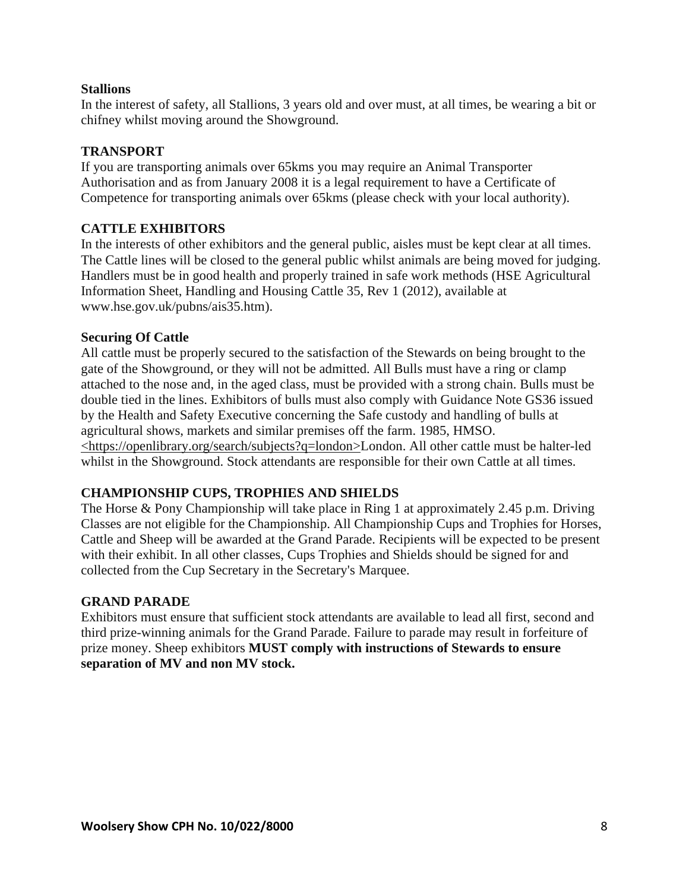**Stallions**

In the interest of safety, all Stallions, 3 years old and over must, at all times, be wearing a bit or chifney whilst moving around the Showground.

**TRANSPORT**

If you are transporting animals over 65kms you may require an Animal Transporter Authorisation and as from January 2008 it is a legal requirement to have a Certificate of Competence for transporting animals over 65kms (please check with your local authority).

**CATTLE EXHIBITORS**

In the interests of other exhibitors and the general public, aisles must be kept clear at all times. The Cattle lines will be closed to the general public whilst animals are being moved for judging. Handlers must be in good health and properly trained in safe work methods (HSE Agricultural Information Sheet, Handling and Housing Cattle 35, Rev 1 (2012), available at www.hse.gov.uk/pubns/ais35.htm).

**Securing Of Cattle**

All cattle must be properly secured to the satisfaction of the Stewards on being brought to the gate of the Showground, or they will not be admitted. All Bulls must have a ring or clamp attached to the nose and, in the aged class, must be provided with a strong chain. Bulls must be double tied in the lines. Exhibitors of bulls must also comply with Guidance Note GS36 issued by the Health and Safety Executive concerning the Safe custody and handling of bulls at agricultural shows, markets and similar premises off the farm. 1985, HMSO. <https://openlibrary.org/search/subjects?q=london>London. All other cattle must be halter-led whilst in the Showground. Stock attendants are responsible for their own Cattle at all times.

**CHAMPIONSHIP CUPS, TROPHIES AND SHIELDS**

The Horse & Pony Championship will take place in Ring 1 at approximately 2.45 p.m. Driving Classes are not eligible for the Championship. All Championship Cups and Trophies for Horses, Cattle and Sheep will be awarded at the Grand Parade. Recipients will be expected to be present with their exhibit. In all other classes, Cups Trophies and Shields should be signed for and collected from the Cup Secretary in the Secretary's Marquee.

**GRAND PARADE**

Exhibitors must ensure that sufficient stock attendants are available to lead all first, second and third prize-winning animals for the Grand Parade. Failure to parade may result in forfeiture of prize money. Sheep exhibitors **MUST comply with instructions of Stewards to ensure separation of MV and non MV stock.**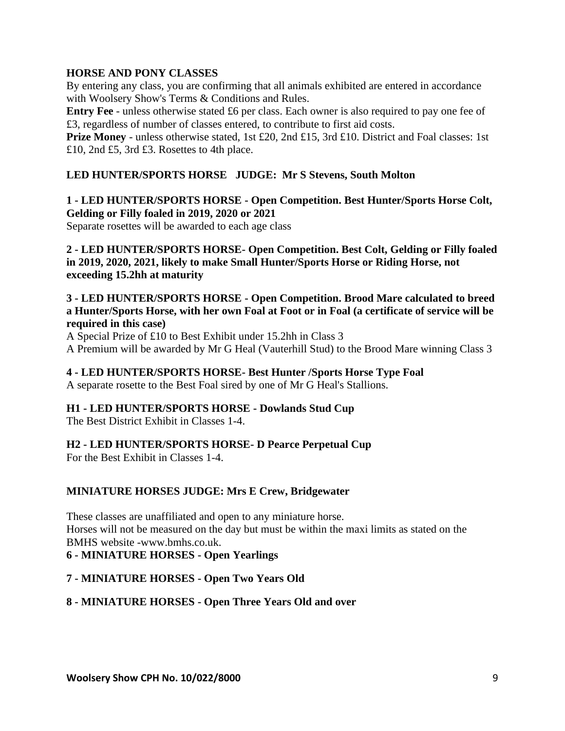## HORSE AND PONY CLASSES

By entering any class, you are confirming that all animals exhibited are entered in accordance with Woolsery Show's Terms & Conditions and Rules.

**Entry Fee** - unless otherwise stated £6 per class. Each owner is also required to pay one fee of £3, regardless of number of classes entered, to contribute to first aid costs.

**Prize Money** - unless otherwise stated, 1st £20, 2nd £15, 3rd £10. District and Foal classes: 1st £10, 2nd £5, 3rd £3. Rosettes to 4th place.

### LED HUNTER/SPORTS HORSE   JUDGE: Mr S Stevens, South Molton

**1 - LED HUNTER/SPORTS HORSE - Open Competition. Best Hunter/Sports Horse Colt, Gelding or Filly foaled in 2019, 2020 or 2021**

Separate rosettes will be awarded to each age class

**2 - LED HUNTER/SPORTS HORSE- Open Competition. Best Colt, Gelding or Filly foaled in 2019, 2020, 2021, likely to make Small Hunter/Sports Horse or Riding Horse, not exceeding 15.2hh at maturity**

**3 - LED HUNTER/SPORTS HORSE - Open Competition. Brood Mare calculated to breed a Hunter/Sports Horse, with her own Foal at Foot or in Foal (a certificate of service will be required in this case)**

A Special Prize of £10 to Best Exhibit under 15.2hh in Class 3

A Premium will be awarded by Mr G Heal (Vauterhill Stud) to the Brood Mare winning Class 3

**4 - LED HUNTER/SPORTS HORSE- Best Hunter /Sports Horse Type Foal**

A separate rosette to the Best Foal sired by one of Mr G Heal's Stallions.

**H1 - LED HUNTER/SPORTS HORSE - Dowlands Stud Cup**

The Best District Exhibit in Classes 1-4.

**H2 - LED HUNTER/SPORTS HORSE- D Pearce Perpetual Cup**

For the Best Exhibit in Classes 1-4.

### MINIATURE HORSES JUDGE: Mrs E Crew, Bridgewater

These classes are unaffiliated and open to any miniature horse.

Horses will not be measured on the day but must be within the maxi limits as stated on the BMHS website -www.bmhs.co.uk.

**6 - MINIATURE HORSES - Open Yearlings**

**7 - MINIATURE HORSES - Open Two Years Old**

**8 - MINIATURE HORSES - Open Three Years Old and over**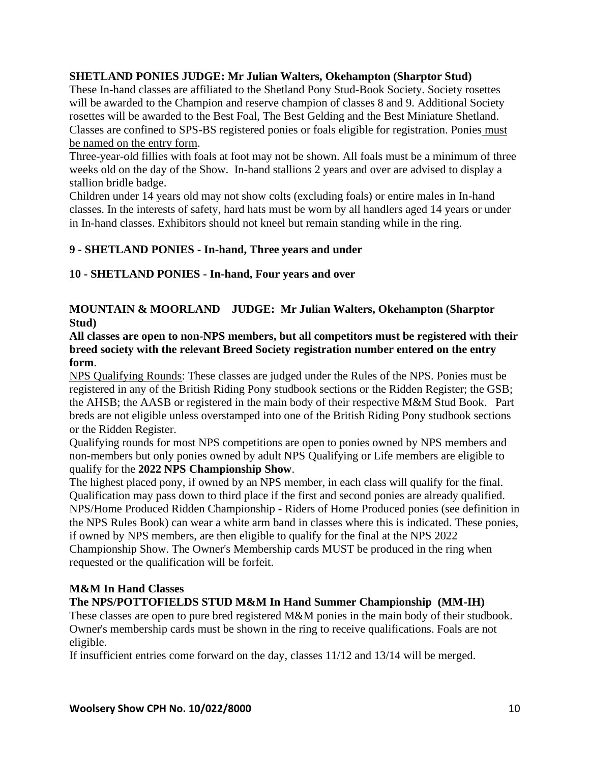**SHETLAND PONIES JUDGE: Mr Julian Walters, Okehampton (Sharptor Stud)**

These In-hand classes are affiliated to the Shetland Pony Stud-Book Society. Society rosettes will be awarded to the Champion and reserve champion of classes 8 and 9. Additional Society rosettes will be awarded to the Best Foal, The Best Gelding and the Best Miniature Shetland. Classes are confined to SPS-BS registered ponies or foals eligible for registration. Ponies must be named on the entry form.

Three-year-old fillies with foals at foot may not be shown. All foals must be a minimum of three weeks old on the day of the Show. In-hand stallions 2 years and over are advised to display a stallion bridle badge.

Children under 14 years old may not show colts (excluding foals) or entire males in In-hand classes. In the interests of safety, hard hats must be worn by all handlers aged 14 years or under in In-hand classes. Exhibitors should not kneel but remain standing while in the ring.

**9 - SHETLAND PONIES - In-hand, Three years and under**

**10 - SHETLAND PONIES - In-hand, Four years and over**

**MOUNTAIN & MOORLAND JUDGE: Mr Julian Walters, Okehampton (Sharptor Stud)**

**All classes are open to non-NPS members, but all competitors must be registered with their breed society with the relevant Breed Society registration number entered on the entry form**.

NPS Qualifying Rounds: These classes are judged under the Rules of the NPS. Ponies must be registered in any of the British Riding Pony studbook sections or the Ridden Register; the GSB; the AHSB; the AASB or registered in the main body of their respective M&M Stud Book. Part breds are not eligible unless overstamped into one of the British Riding Pony studbook sections or the Ridden Register.

Qualifying rounds for most NPS competitions are open to ponies owned by NPS members and non-members but only ponies owned by adult NPS Qualifying or Life members are eligible to qualify for the **2022 NPS Championship Show**.

The highest placed pony, if owned by an NPS member, in each class will qualify for the final. Qualification may pass down to third place if the first and second ponies are already qualified. NPS/Home Produced Ridden Championship - Riders of Home Produced ponies (see definition in the NPS Rules Book) can wear a white arm band in classes where this is indicated. These ponies, if owned by NPS members, are then eligible to qualify for the final at the NPS 2022 Championship Show. The Owner's Membership cards MUST be produced in the ring when requested or the qualification will be forfeit.

**M&M In Hand Classes**

**The NPS/POTTOFIELDS STUD M&M In Hand Summer Championship (MM-IH)**

These classes are open to pure bred registered M&M ponies in the main body of their studbook. Owner's membership cards must be shown in the ring to receive qualifications. Foals are not eligible.

If insufficient entries come forward on the day, classes 11/12 and 13/14 will be merged.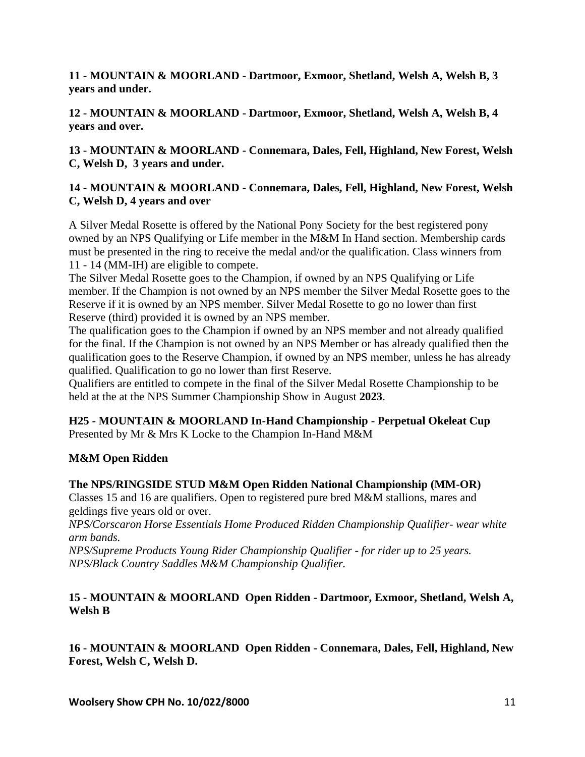**11 - MOUNTAIN & MOORLAND - Dartmoor, Exmoor, Shetland, Welsh A, Welsh B, 3 years and under.**

**12 - MOUNTAIN & MOORLAND - Dartmoor, Exmoor, Shetland, Welsh A, Welsh B, 4 years and over.**

**13 - MOUNTAIN & MOORLAND - Connemara, Dales, Fell, Highland, New Forest, Welsh C, Welsh D, 3 years and under.**

**14 - MOUNTAIN & MOORLAND - Connemara, Dales, Fell, Highland, New Forest, Welsh C, Welsh D, 4 years and over**

A Silver Medal Rosette is offered by the National Pony Society for the best registered pony owned by an NPS Qualifying or Life member in the M&M In Hand section. Membership cards must be presented in the ring to receive the medal and/or the qualification. Class winners from 11 - 14 (MM-IH) are eligible to compete.

The Silver Medal Rosette goes to the Champion, if owned by an NPS Qualifying or Life member. If the Champion is not owned by an NPS member the Silver Medal Rosette goes to the Reserve if it is owned by an NPS member. Silver Medal Rosette to go no lower than first Reserve (third) provided it is owned by an NPS member.

The qualification goes to the Champion if owned by an NPS member and not already qualified for the final. If the Champion is not owned by an NPS Member or has already qualified then the qualification goes to the Reserve Champion, if owned by an NPS member, unless he has already qualified. Qualification to go no lower than first Reserve.

Qualifiers are entitled to compete in the final of the Silver Medal Rosette Championship to be held at the at the NPS Summer Championship Show in August **2023**.

**H25 - MOUNTAIN & MOORLAND In-Hand Championship - Perpetual Okeleat Cup**
Presented by Mr & Mrs K Locke to the Champion In-Hand M&M

**M&M Open Ridden**

**The NPS/RINGSIDE STUD M&M Open Ridden National Championship (MM-OR)**
Classes 15 and 16 are qualifiers. Open to registered pure bred M&M stallions, mares and geldings five years old or over.
*NPS/Corscaron Horse Essentials Home Produced Ridden Championship Qualifier- wear white arm bands.*
*NPS/Supreme Products Young Rider Championship Qualifier - for rider up to 25 years.*
*NPS/Black Country Saddles M&M Championship Qualifier.*

**15 - MOUNTAIN & MOORLAND Open Ridden - Dartmoor, Exmoor, Shetland, Welsh A, Welsh B**

**16 - MOUNTAIN & MOORLAND Open Ridden - Connemara, Dales, Fell, Highland, New Forest, Welsh C, Welsh D.**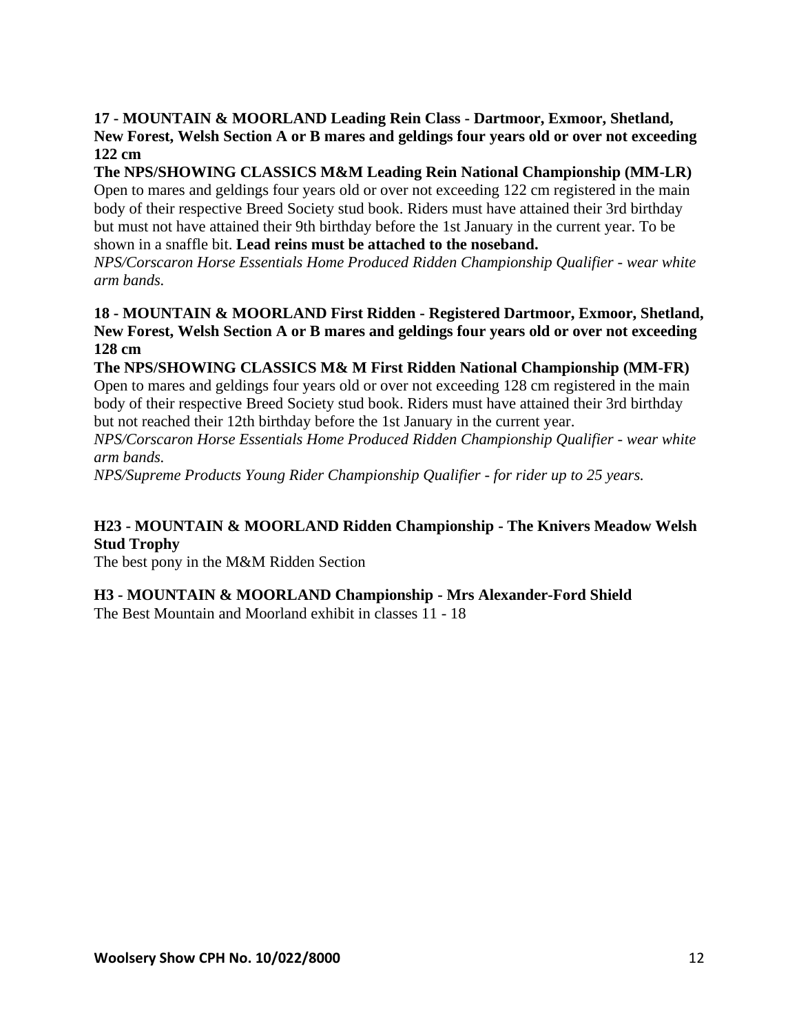**17 - MOUNTAIN & MOORLAND Leading Rein Class - Dartmoor, Exmoor, Shetland, New Forest, Welsh Section A or B mares and geldings four years old or over not exceeding 122 cm**

**The NPS/SHOWING CLASSICS M&M Leading Rein National Championship (MM-LR)**
Open to mares and geldings four years old or over not exceeding 122 cm registered in the main body of their respective Breed Society stud book. Riders must have attained their 3rd birthday but must not have attained their 9th birthday before the 1st January in the current year. To be shown in a snaffle bit. **Lead reins must be attached to the noseband.**
*NPS/Corscaron Horse Essentials Home Produced Ridden Championship Qualifier - wear white arm bands.*

**18 - MOUNTAIN & MOORLAND First Ridden - Registered Dartmoor, Exmoor, Shetland, New Forest, Welsh Section A or B mares and geldings four years old or over not exceeding 128 cm**

**The NPS/SHOWING CLASSICS M& M First Ridden National Championship (MM-FR)**
Open to mares and geldings four years old or over not exceeding 128 cm registered in the main body of their respective Breed Society stud book. Riders must have attained their 3rd birthday but not reached their 12th birthday before the 1st January in the current year.
*NPS/Corscaron Horse Essentials Home Produced Ridden Championship Qualifier - wear white arm bands.*
*NPS/Supreme Products Young Rider Championship Qualifier - for rider up to 25 years.*

**H23 - MOUNTAIN & MOORLAND Ridden Championship - The Knivers Meadow Welsh Stud Trophy**
The best pony in the M&M Ridden Section

**H3 - MOUNTAIN & MOORLAND Championship - Mrs Alexander-Ford Shield**
The Best Mountain and Moorland exhibit in classes 11 - 18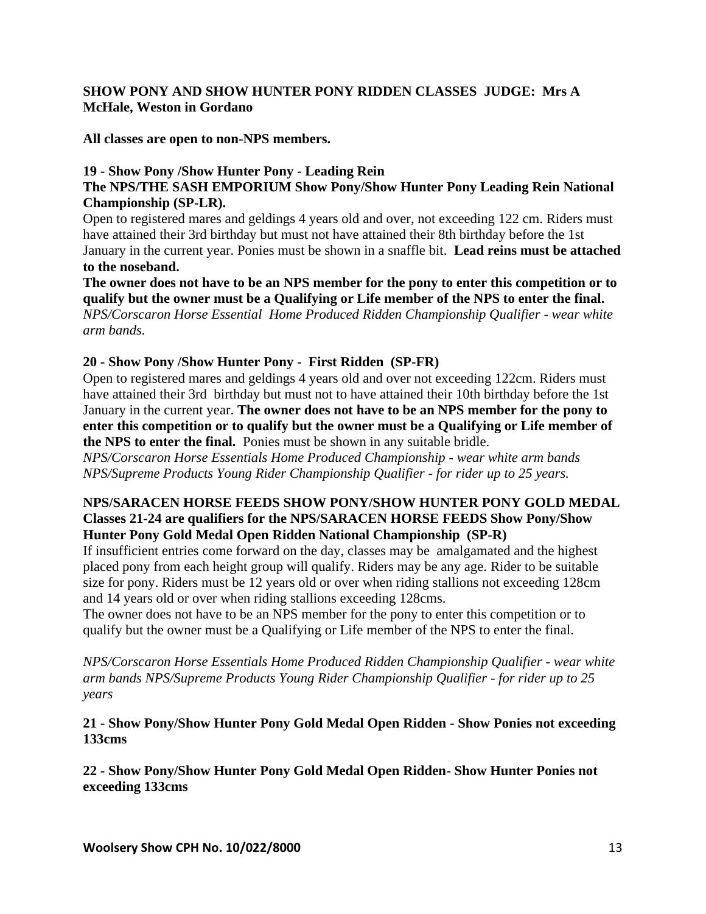**SHOW PONY AND SHOW HUNTER PONY RIDDEN CLASSES JUDGE: Mrs A McHale, Weston in Gordano**

**All classes are open to non-NPS members.**

**19 - Show Pony /Show Hunter Pony - Leading Rein**
**The NPS/THE SASH EMPORIUM Show Pony/Show Hunter Pony Leading Rein National Championship (SP-LR).**
Open to registered mares and geldings 4 years old and over, not exceeding 122 cm. Riders must have attained their 3rd birthday but must not have attained their 8th birthday before the 1st January in the current year. Ponies must be shown in a snaffle bit. **Lead reins must be attached to the noseband.**
**The owner does not have to be an NPS member for the pony to enter this competition or to qualify but the owner must be a Qualifying or Life member of the NPS to enter the final.**
*NPS/Corscaron Horse Essential Home Produced Ridden Championship Qualifier - wear white arm bands.*

**20 - Show Pony /Show Hunter Pony - First Ridden (SP-FR)**
Open to registered mares and geldings 4 years old and over not exceeding 122cm. Riders must have attained their 3rd birthday but must not to have attained their 10th birthday before the 1st January in the current year. **The owner does not have to be an NPS member for the pony to enter this competition or to qualify but the owner must be a Qualifying or Life member of the NPS to enter the final.** Ponies must be shown in any suitable bridle.
*NPS/Corscaron Horse Essentials Home Produced Championship - wear white arm bands*
*NPS/Supreme Products Young Rider Championship Qualifier - for rider up to 25 years.*

**NPS/SARACEN HORSE FEEDS SHOW PONY/SHOW HUNTER PONY GOLD MEDAL**
**Classes 21-24 are qualifiers for the NPS/SARACEN HORSE FEEDS Show Pony/Show Hunter Pony Gold Medal Open Ridden National Championship (SP-R)**
If insufficient entries come forward on the day, classes may be amalgamated and the highest placed pony from each height group will qualify. Riders may be any age. Rider to be suitable size for pony. Riders must be 12 years old or over when riding stallions not exceeding 128cm and 14 years old or over when riding stallions exceeding 128cms.
The owner does not have to be an NPS member for the pony to enter this competition or to qualify but the owner must be a Qualifying or Life member of the NPS to enter the final.

*NPS/Corscaron Horse Essentials Home Produced Ridden Championship Qualifier - wear white arm bands NPS/Supreme Products Young Rider Championship Qualifier - for rider up to 25 years*

**21 - Show Pony/Show Hunter Pony Gold Medal Open Ridden - Show Ponies not exceeding 133cms**

**22 - Show Pony/Show Hunter Pony Gold Medal Open Ridden- Show Hunter Ponies not exceeding 133cms**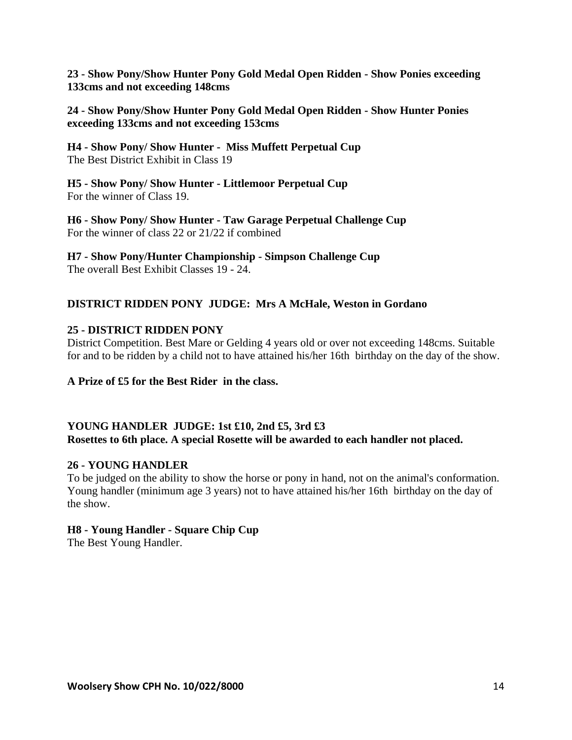**23 - Show Pony/Show Hunter Pony Gold Medal Open Ridden - Show Ponies exceeding 133cms and not exceeding 148cms**

**24 - Show Pony/Show Hunter Pony Gold Medal Open Ridden - Show Hunter Ponies exceeding 133cms and not exceeding 153cms**

**H4 - Show Pony/ Show Hunter - Miss Muffett Perpetual Cup**
The Best District Exhibit in Class 19

**H5 - Show Pony/ Show Hunter - Littlemoor Perpetual Cup**
For the winner of Class 19.

**H6 - Show Pony/ Show Hunter - Taw Garage Perpetual Challenge Cup**
For the winner of class 22 or 21/22 if combined

**H7 - Show Pony/Hunter Championship - Simpson Challenge Cup**
The overall Best Exhibit Classes 19 - 24.

## DISTRICT RIDDEN PONY JUDGE: Mrs A McHale, Weston in Gordano

**25 - DISTRICT RIDDEN PONY**
District Competition. Best Mare or Gelding 4 years old or over not exceeding 148cms. Suitable for and to be ridden by a child not to have attained his/her 16th birthday on the day of the show.

**A Prize of £5 for the Best Rider in the class.**

## YOUNG HANDLER JUDGE: 1st £10, 2nd £5, 3rd £3

**Rosettes to 6th place. A special Rosette will be awarded to each handler not placed.**

**26 - YOUNG HANDLER**
To be judged on the ability to show the horse or pony in hand, not on the animal's conformation. Young handler (minimum age 3 years) not to have attained his/her 16th birthday on the day of the show.

**H8 - Young Handler - Square Chip Cup**
The Best Young Handler.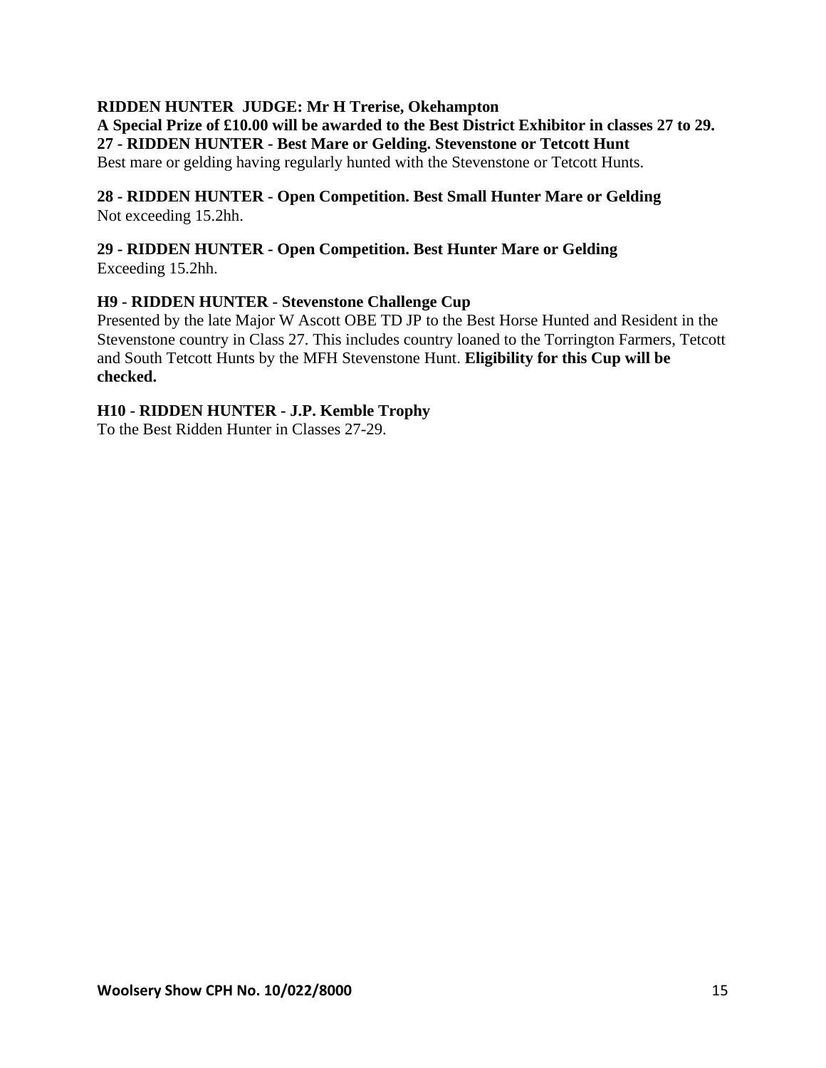**RIDDEN HUNTER JUDGE: Mr H Trerise, Okehampton**

**A Special Prize of £10.00 will be awarded to the Best District Exhibitor in classes 27 to 29.**

**27 - RIDDEN HUNTER - Best Mare or Gelding. Stevenstone or Tetcott Hunt**

Best mare or gelding having regularly hunted with the Stevenstone or Tetcott Hunts.

**28 - RIDDEN HUNTER - Open Competition. Best Small Hunter Mare or Gelding**

Not exceeding 15.2hh.

**29 - RIDDEN HUNTER - Open Competition. Best Hunter Mare or Gelding**

Exceeding 15.2hh.

**H9 - RIDDEN HUNTER - Stevenstone Challenge Cup**

Presented by the late Major W Ascott OBE TD JP to the Best Horse Hunted and Resident in the Stevenstone country in Class 27. This includes country loaned to the Torrington Farmers, Tetcott and South Tetcott Hunts by the MFH Stevenstone Hunt. **Eligibility for this Cup will be checked.**

**H10 - RIDDEN HUNTER - J.P. Kemble Trophy**

To the Best Ridden Hunter in Classes 27-29.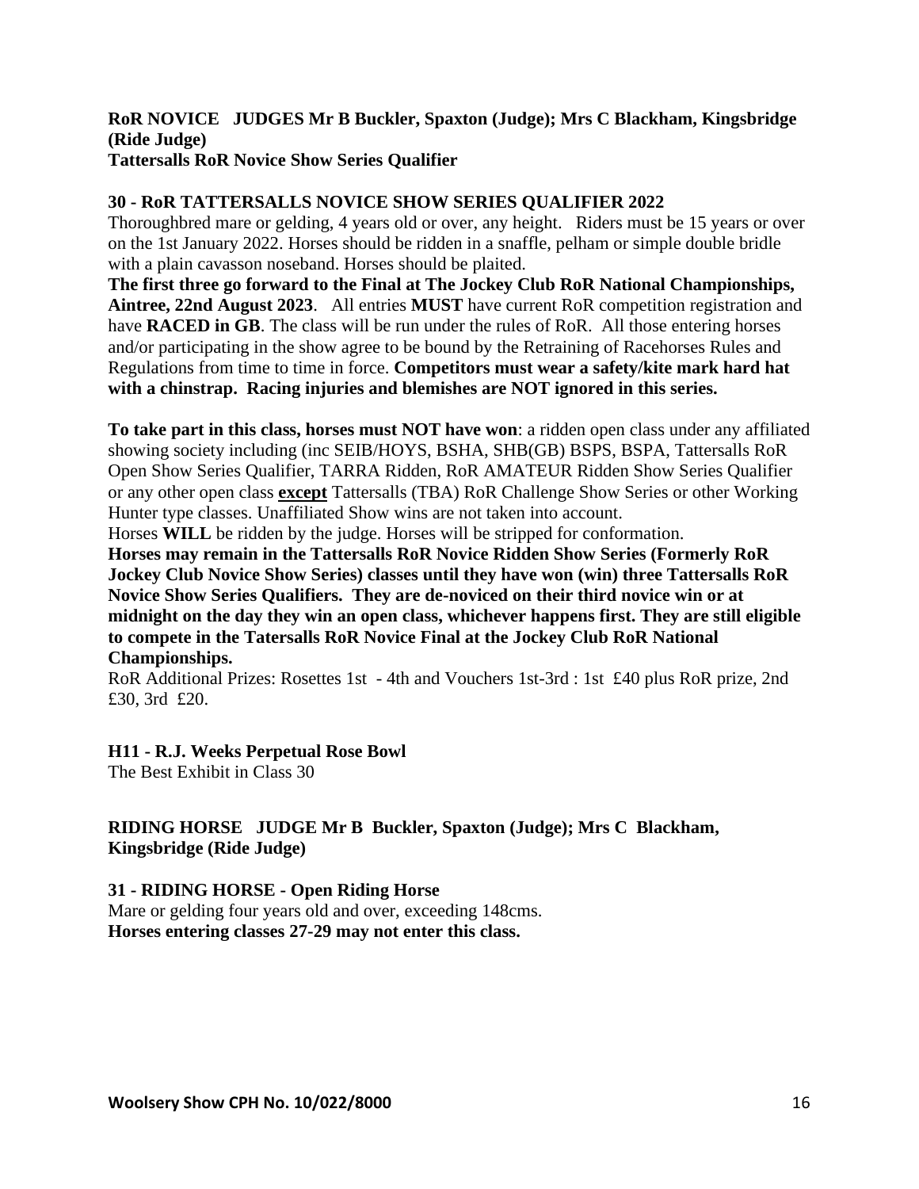**RoR NOVICE JUDGES Mr B Buckler, Spaxton (Judge); Mrs C Blackham, Kingsbridge (Ride Judge)**
**Tattersalls RoR Novice Show Series Qualifier**

**30 - RoR TATTERSALLS NOVICE SHOW SERIES QUALIFIER 2022**

Thoroughbred mare or gelding, 4 years old or over, any height. Riders must be 15 years or over on the 1st January 2022. Horses should be ridden in a snaffle, pelham or simple double bridle with a plain cavasson noseband. Horses should be plaited.

**The first three go forward to the Final at The Jockey Club RoR National Championships, Aintree, 22nd August 2023**. All entries **MUST** have current RoR competition registration and have **RACED in GB**. The class will be run under the rules of RoR. All those entering horses and/or participating in the show agree to be bound by the Retraining of Racehorses Rules and Regulations from time to time in force. **Competitors must wear a safety/kite mark hard hat with a chinstrap. Racing injuries and blemishes are NOT ignored in this series.**

**To take part in this class, horses must NOT have won**: a ridden open class under any affiliated showing society including (inc SEIB/HOYS, BSHA, SHB(GB) BSPS, BSPA, Tattersalls RoR Open Show Series Qualifier, TARRA Ridden, RoR AMATEUR Ridden Show Series Qualifier or any other open class **<u>except</u>** Tattersalls (TBA) RoR Challenge Show Series or other Working Hunter type classes. Unaffiliated Show wins are not taken into account.

Horses **WILL** be ridden by the judge. Horses will be stripped for conformation.

**Horses may remain in the Tattersalls RoR Novice Ridden Show Series (Formerly RoR Jockey Club Novice Show Series) classes until they have won (win) three Tattersalls RoR Novice Show Series Qualifiers. They are de-noviced on their third novice win or at midnight on the day they win an open class, whichever happens first. They are still eligible to compete in the Tatersalls RoR Novice Final at the Jockey Club RoR National Championships.**

RoR Additional Prizes: Rosettes 1st - 4th and Vouchers 1st-3rd : 1st £40 plus RoR prize, 2nd £30, 3rd £20.

**H11 - R.J. Weeks Perpetual Rose Bowl**

The Best Exhibit in Class 30

**RIDING HORSE JUDGE Mr B Buckler, Spaxton (Judge); Mrs C Blackham, Kingsbridge (Ride Judge)**

**31 - RIDING HORSE - Open Riding Horse**

Mare or gelding four years old and over, exceeding 148cms.

**Horses entering classes 27-29 may not enter this class.**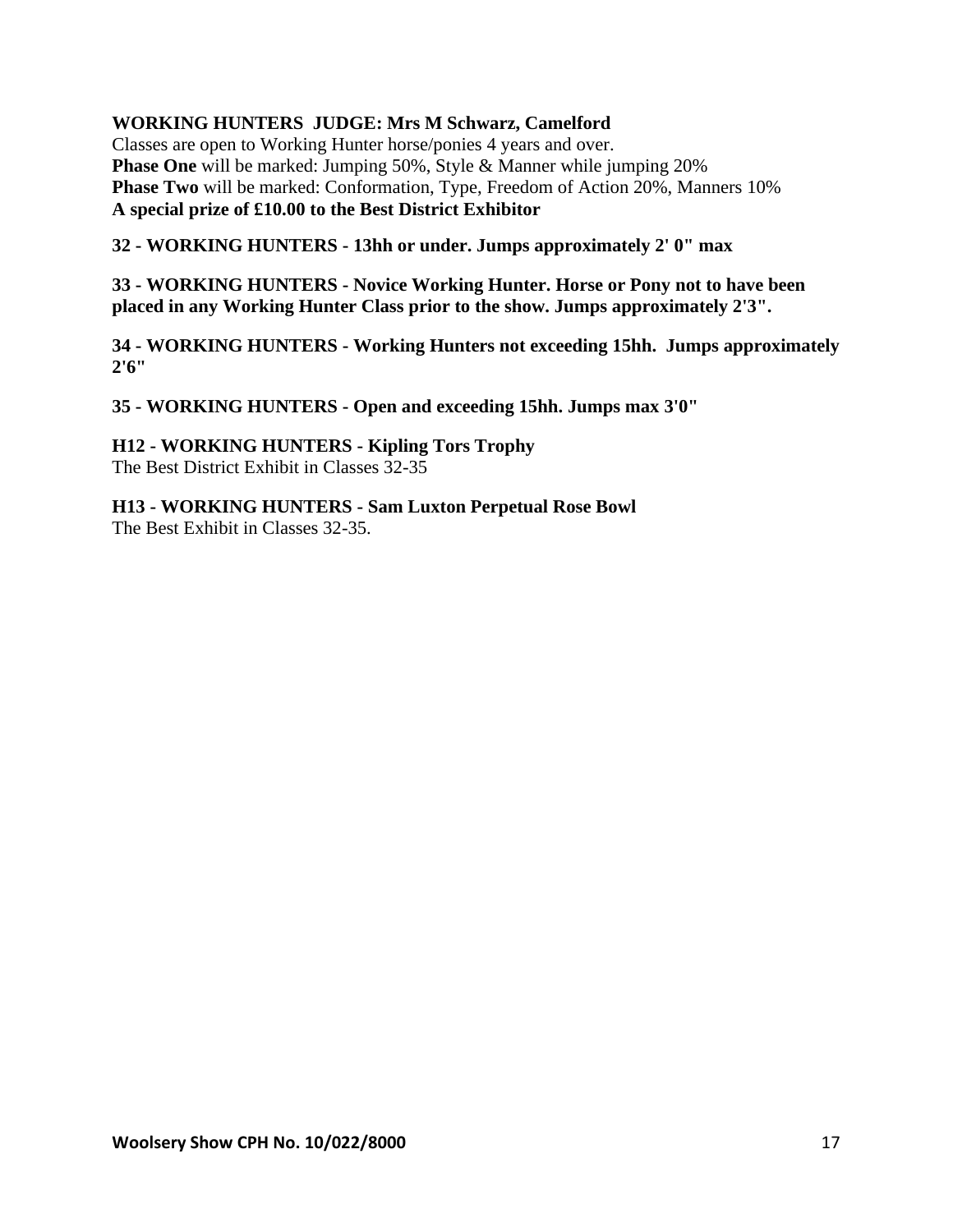**WORKING HUNTERS  JUDGE: Mrs M Schwarz, Camelford**

Classes are open to Working Hunter horse/ponies 4 years and over.
**Phase One** will be marked: Jumping 50%, Style & Manner while jumping 20%
**Phase Two** will be marked: Conformation, Type, Freedom of Action 20%, Manners 10%
**A special prize of £10.00 to the Best District Exhibitor**

**32 - WORKING HUNTERS - 13hh or under. Jumps approximately 2' 0" max**

**33 - WORKING HUNTERS - Novice Working Hunter. Horse or Pony not to have been placed in any Working Hunter Class prior to the show. Jumps approximately 2'3".**

**34 - WORKING HUNTERS - Working Hunters not exceeding 15hh.  Jumps approximately 2'6"**

**35 - WORKING HUNTERS - Open and exceeding 15hh. Jumps max 3'0"**

**H12 - WORKING HUNTERS - Kipling Tors Trophy**
The Best District Exhibit in Classes 32-35

**H13 - WORKING HUNTERS - Sam Luxton Perpetual Rose Bowl**
The Best Exhibit in Classes 32-35.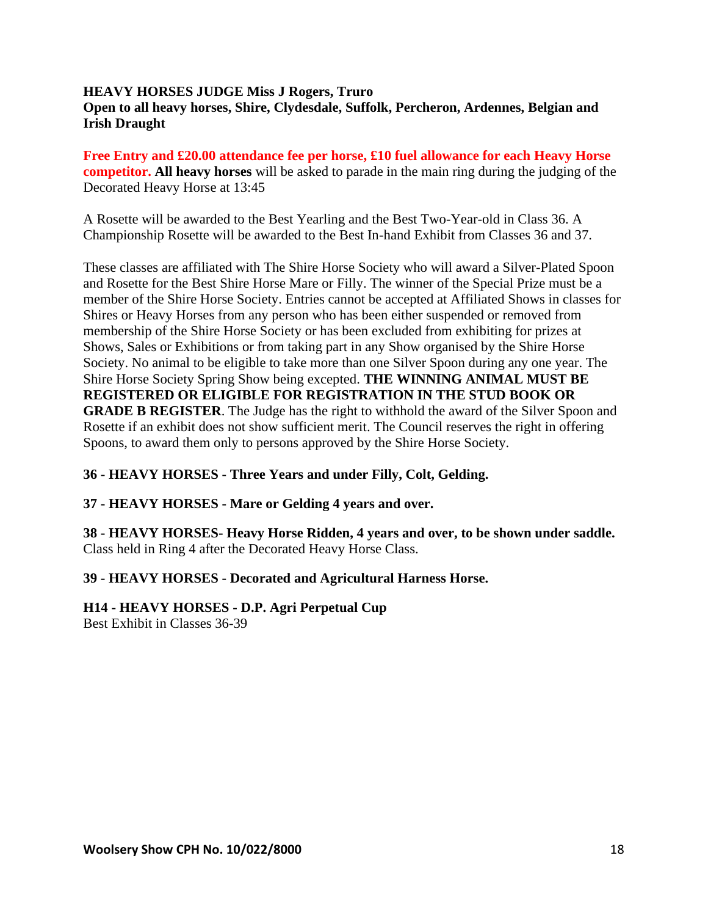**HEAVY HORSES JUDGE Miss J Rogers, Truro**
**Open to all heavy horses, Shire, Clydesdale, Suffolk, Percheron, Ardennes, Belgian and Irish Draught**

**Free Entry and £20.00 attendance fee per horse, £10 fuel allowance for each Heavy Horse competitor.** **All heavy horses** will be asked to parade in the main ring during the judging of the Decorated Heavy Horse at 13:45

A Rosette will be awarded to the Best Yearling and the Best Two-Year-old in Class 36. A Championship Rosette will be awarded to the Best In-hand Exhibit from Classes 36 and 37.

These classes are affiliated with The Shire Horse Society who will award a Silver-Plated Spoon and Rosette for the Best Shire Horse Mare or Filly. The winner of the Special Prize must be a member of the Shire Horse Society. Entries cannot be accepted at Affiliated Shows in classes for Shires or Heavy Horses from any person who has been either suspended or removed from membership of the Shire Horse Society or has been excluded from exhibiting for prizes at Shows, Sales or Exhibitions or from taking part in any Show organised by the Shire Horse Society. No animal to be eligible to take more than one Silver Spoon during any one year. The Shire Horse Society Spring Show being excepted. **THE WINNING ANIMAL MUST BE REGISTERED OR ELIGIBLE FOR REGISTRATION IN THE STUD BOOK OR GRADE B REGISTER**. The Judge has the right to withhold the award of the Silver Spoon and Rosette if an exhibit does not show sufficient merit. The Council reserves the right in offering Spoons, to award them only to persons approved by the Shire Horse Society.

**36 - HEAVY HORSES - Three Years and under Filly, Colt, Gelding.**

**37 - HEAVY HORSES - Mare or Gelding 4 years and over.**

**38 - HEAVY HORSES- Heavy Horse Ridden, 4 years and over, to be shown under saddle.**
Class held in Ring 4 after the Decorated Heavy Horse Class.

**39 - HEAVY HORSES - Decorated and Agricultural Harness Horse.**

**H14 - HEAVY HORSES - D.P. Agri Perpetual Cup**
Best Exhibit in Classes 36-39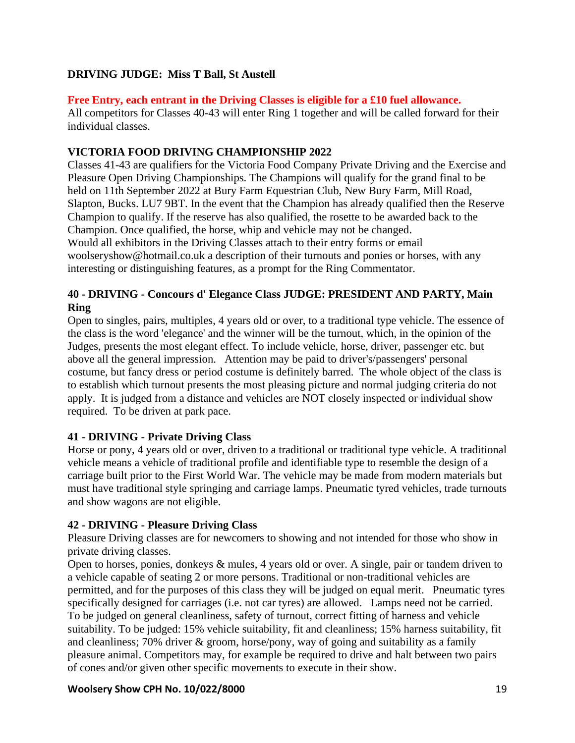**DRIVING JUDGE: Miss T Ball, St Austell**

**Free Entry, each entrant in the Driving Classes is eligible for a £10 fuel allowance.**

All competitors for Classes 40-43 will enter Ring 1 together and will be called forward for their individual classes.

**VICTORIA FOOD DRIVING CHAMPIONSHIP 2022**

Classes 41-43 are qualifiers for the Victoria Food Company Private Driving and the Exercise and Pleasure Open Driving Championships. The Champions will qualify for the grand final to be held on 11th September 2022 at Bury Farm Equestrian Club, New Bury Farm, Mill Road, Slapton, Bucks. LU7 9BT. In the event that the Champion has already qualified then the Reserve Champion to qualify. If the reserve has also qualified, the rosette to be awarded back to the Champion. Once qualified, the horse, whip and vehicle may not be changed.

Would all exhibitors in the Driving Classes attach to their entry forms or email woolseryshow@hotmail.co.uk a description of their turnouts and ponies or horses, with any interesting or distinguishing features, as a prompt for the Ring Commentator.

**40 - DRIVING - Concours d' Elegance Class JUDGE: PRESIDENT AND PARTY, Main Ring**

Open to singles, pairs, multiples, 4 years old or over, to a traditional type vehicle. The essence of the class is the word 'elegance' and the winner will be the turnout, which, in the opinion of the Judges, presents the most elegant effect. To include vehicle, horse, driver, passenger etc. but above all the general impression. Attention may be paid to driver's/passengers' personal costume, but fancy dress or period costume is definitely barred. The whole object of the class is to establish which turnout presents the most pleasing picture and normal judging criteria do not apply. It is judged from a distance and vehicles are NOT closely inspected or individual show required. To be driven at park pace.

**41 - DRIVING - Private Driving Class**

Horse or pony, 4 years old or over, driven to a traditional or traditional type vehicle. A traditional vehicle means a vehicle of traditional profile and identifiable type to resemble the design of a carriage built prior to the First World War. The vehicle may be made from modern materials but must have traditional style springing and carriage lamps. Pneumatic tyred vehicles, trade turnouts and show wagons are not eligible.

**42 - DRIVING - Pleasure Driving Class**

Pleasure Driving classes are for newcomers to showing and not intended for those who show in private driving classes.

Open to horses, ponies, donkeys & mules, 4 years old or over. A single, pair or tandem driven to a vehicle capable of seating 2 or more persons. Traditional or non-traditional vehicles are permitted, and for the purposes of this class they will be judged on equal merit. Pneumatic tyres specifically designed for carriages (i.e. not car tyres) are allowed. Lamps need not be carried. To be judged on general cleanliness, safety of turnout, correct fitting of harness and vehicle suitability. To be judged: 15% vehicle suitability, fit and cleanliness; 15% harness suitability, fit and cleanliness; 70% driver & groom, horse/pony, way of going and suitability as a family pleasure animal. Competitors may, for example be required to drive and halt between two pairs of cones and/or given other specific movements to execute in their show.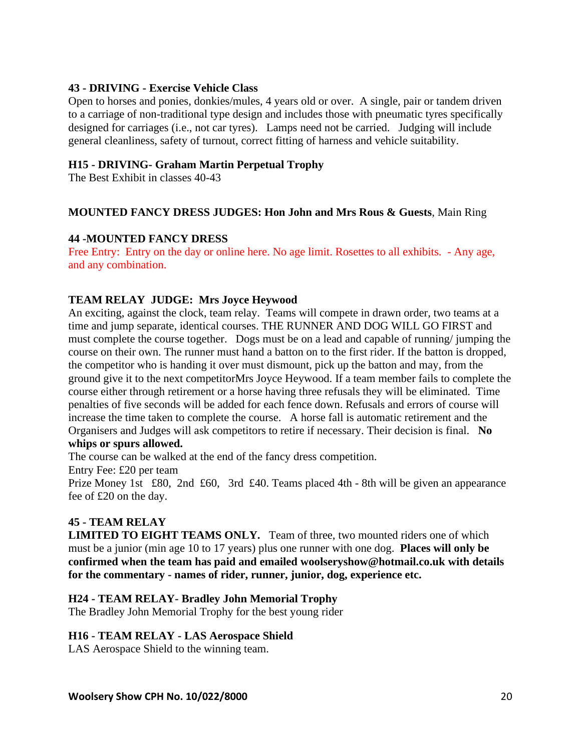### 43 - DRIVING - Exercise Vehicle Class

Open to horses and ponies, donkies/mules, 4 years old or over. A single, pair or tandem driven to a carriage of non-traditional type design and includes those with pneumatic tyres specifically designed for carriages (i.e., not car tyres). Lamps need not be carried. Judging will include general cleanliness, safety of turnout, correct fitting of harness and vehicle suitability.

### H15 - DRIVING- Graham Martin Perpetual Trophy

The Best Exhibit in classes 40-43

**MOUNTED FANCY DRESS JUDGES: Hon John and Mrs Rous & Guests**, Main Ring

### 44 -MOUNTED FANCY DRESS

Free Entry: Entry on the day or online here. No age limit. Rosettes to all exhibits. - Any age, and any combination.

**TEAM RELAY JUDGE: Mrs Joyce Heywood**

An exciting, against the clock, team relay. Teams will compete in drawn order, two teams at a time and jump separate, identical courses. THE RUNNER AND DOG WILL GO FIRST and must complete the course together. Dogs must be on a lead and capable of running/ jumping the course on their own. The runner must hand a batton on to the first rider. If the batton is dropped, the competitor who is handing it over must dismount, pick up the batton and may, from the ground give it to the next competitorMrs Joyce Heywood. If a team member fails to complete the course either through retirement or a horse having three refusals they will be eliminated. Time penalties of five seconds will be added for each fence down. Refusals and errors of course will increase the time taken to complete the course. A horse fall is automatic retirement and the Organisers and Judges will ask competitors to retire if necessary. Their decision is final. **No whips or spurs allowed.**

The course can be walked at the end of the fancy dress competition.

Entry Fee: £20 per team

Prize Money 1st £80, 2nd £60, 3rd £40. Teams placed 4th - 8th will be given an appearance fee of £20 on the day.

### 45 - TEAM RELAY

**LIMITED TO EIGHT TEAMS ONLY.** Team of three, two mounted riders one of which must be a junior (min age 10 to 17 years) plus one runner with one dog. **Places will only be confirmed when the team has paid and emailed woolseryshow@hotmail.co.uk with details for the commentary - names of rider, runner, junior, dog, experience etc.**

### H24 - TEAM RELAY- Bradley John Memorial Trophy

The Bradley John Memorial Trophy for the best young rider

### H16 - TEAM RELAY - LAS Aerospace Shield

LAS Aerospace Shield to the winning team.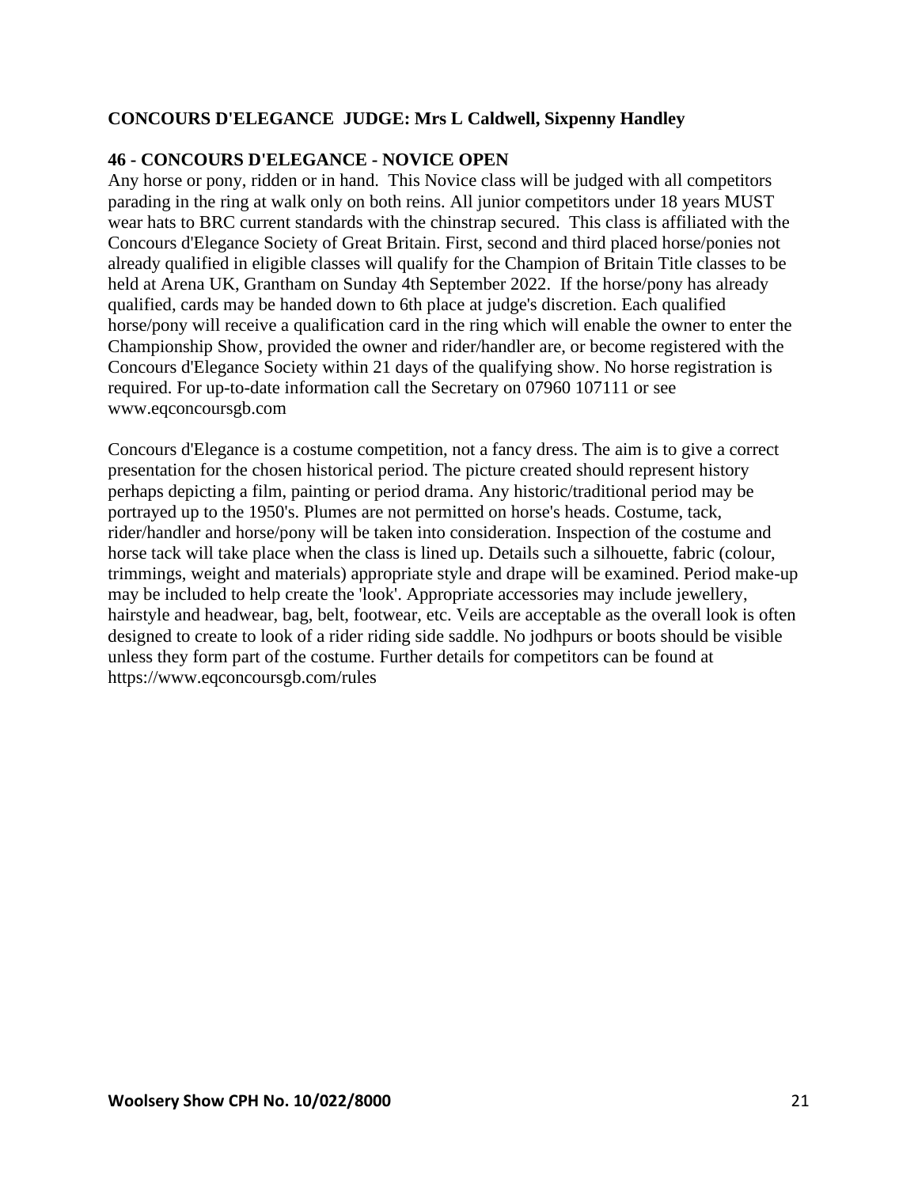**CONCOURS D'ELEGANCE JUDGE: Mrs L Caldwell, Sixpenny Handley**

**46 - CONCOURS D'ELEGANCE - NOVICE OPEN**

Any horse or pony, ridden or in hand. This Novice class will be judged with all competitors parading in the ring at walk only on both reins. All junior competitors under 18 years MUST wear hats to BRC current standards with the chinstrap secured. This class is affiliated with the Concours d'Elegance Society of Great Britain. First, second and third placed horse/ponies not already qualified in eligible classes will qualify for the Champion of Britain Title classes to be held at Arena UK, Grantham on Sunday 4th September 2022. If the horse/pony has already qualified, cards may be handed down to 6th place at judge's discretion. Each qualified horse/pony will receive a qualification card in the ring which will enable the owner to enter the Championship Show, provided the owner and rider/handler are, or become registered with the Concours d'Elegance Society within 21 days of the qualifying show. No horse registration is required. For up-to-date information call the Secretary on 07960 107111 or see www.eqconcoursgb.com

Concours d'Elegance is a costume competition, not a fancy dress. The aim is to give a correct presentation for the chosen historical period. The picture created should represent history perhaps depicting a film, painting or period drama. Any historic/traditional period may be portrayed up to the 1950's. Plumes are not permitted on horse's heads. Costume, tack, rider/handler and horse/pony will be taken into consideration. Inspection of the costume and horse tack will take place when the class is lined up. Details such a silhouette, fabric (colour, trimmings, weight and materials) appropriate style and drape will be examined. Period make-up may be included to help create the 'look'. Appropriate accessories may include jewellery, hairstyle and headwear, bag, belt, footwear, etc. Veils are acceptable as the overall look is often designed to create to look of a rider riding side saddle. No jodhpurs or boots should be visible unless they form part of the costume. Further details for competitors can be found at https://www.eqconcoursgb.com/rules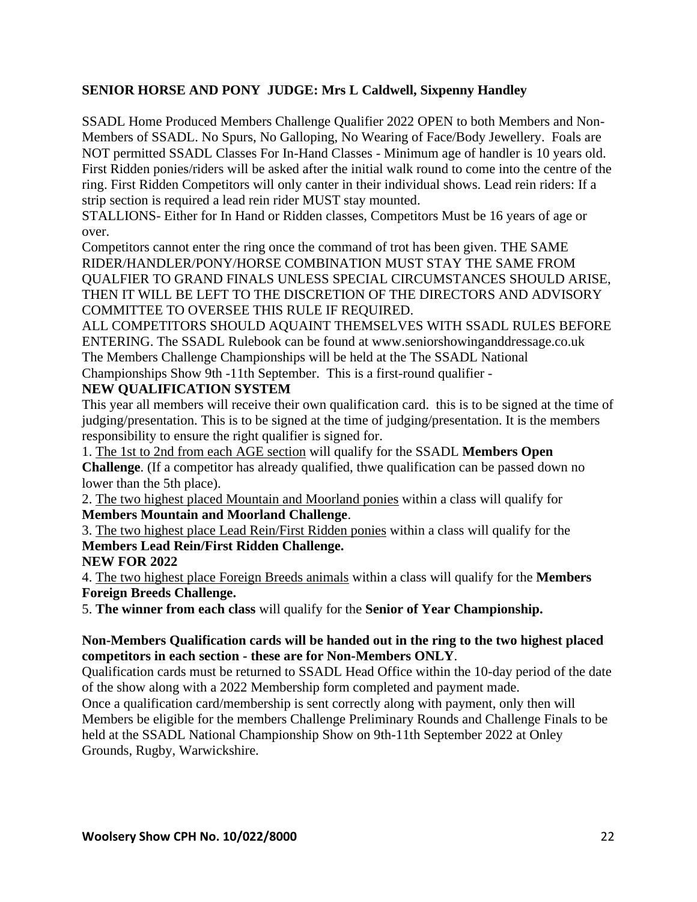**SENIOR HORSE AND PONY JUDGE: Mrs L Caldwell, Sixpenny Handley**

SSADL Home Produced Members Challenge Qualifier 2022 OPEN to both Members and Non-Members of SSADL. No Spurs, No Galloping, No Wearing of Face/Body Jewellery. Foals are NOT permitted SSADL Classes For In-Hand Classes - Minimum age of handler is 10 years old. First Ridden ponies/riders will be asked after the initial walk round to come into the centre of the ring. First Ridden Competitors will only canter in their individual shows. Lead rein riders: If a strip section is required a lead rein rider MUST stay mounted.
STALLIONS- Either for In Hand or Ridden classes, Competitors Must be 16 years of age or over.
Competitors cannot enter the ring once the command of trot has been given. THE SAME RIDER/HANDLER/PONY/HORSE COMBINATION MUST STAY THE SAME FROM QUALFIER TO GRAND FINALS UNLESS SPECIAL CIRCUMSTANCES SHOULD ARISE, THEN IT WILL BE LEFT TO THE DISCRETION OF THE DIRECTORS AND ADVISORY COMMITTEE TO OVERSEE THIS RULE IF REQUIRED.
ALL COMPETITORS SHOULD AQUAINT THEMSELVES WITH SSADL RULES BEFORE ENTERING. The SSADL Rulebook can be found at www.seniorshowinganddressage.co.uk
The Members Challenge Championships will be held at the The SSADL National Championships Show 9th -11th September. This is a first-round qualifier -

**NEW QUALIFICATION SYSTEM**

This year all members will receive their own qualification card. this is to be signed at the time of judging/presentation. This is to be signed at the time of judging/presentation. It is the members responsibility to ensure the right qualifier is signed for.

1. The 1st to 2nd from each AGE section will qualify for the SSADL **Members Open Challenge**. (If a competitor has already qualified, thwe qualification can be passed down no lower than the 5th place).
2. The two highest placed Mountain and Moorland ponies within a class will qualify for **Members Mountain and Moorland Challenge**.
3. The two highest place Lead Rein/First Ridden ponies within a class will qualify for the **Members Lead Rein/First Ridden Challenge.**

**NEW FOR 2022**

4. The two highest place Foreign Breeds animals within a class will qualify for the **Members Foreign Breeds Challenge.**
5. **The winner from each class** will qualify for the **Senior of Year Championship.**

**Non-Members Qualification cards will be handed out in the ring to the two highest placed competitors in each section - these are for Non-Members ONLY**.
Qualification cards must be returned to SSADL Head Office within the 10-day period of the date of the show along with a 2022 Membership form completed and payment made.
Once a qualification card/membership is sent correctly along with payment, only then will Members be eligible for the members Challenge Preliminary Rounds and Challenge Finals to be held at the SSADL National Championship Show on 9th-11th September 2022 at Onley Grounds, Rugby, Warwickshire.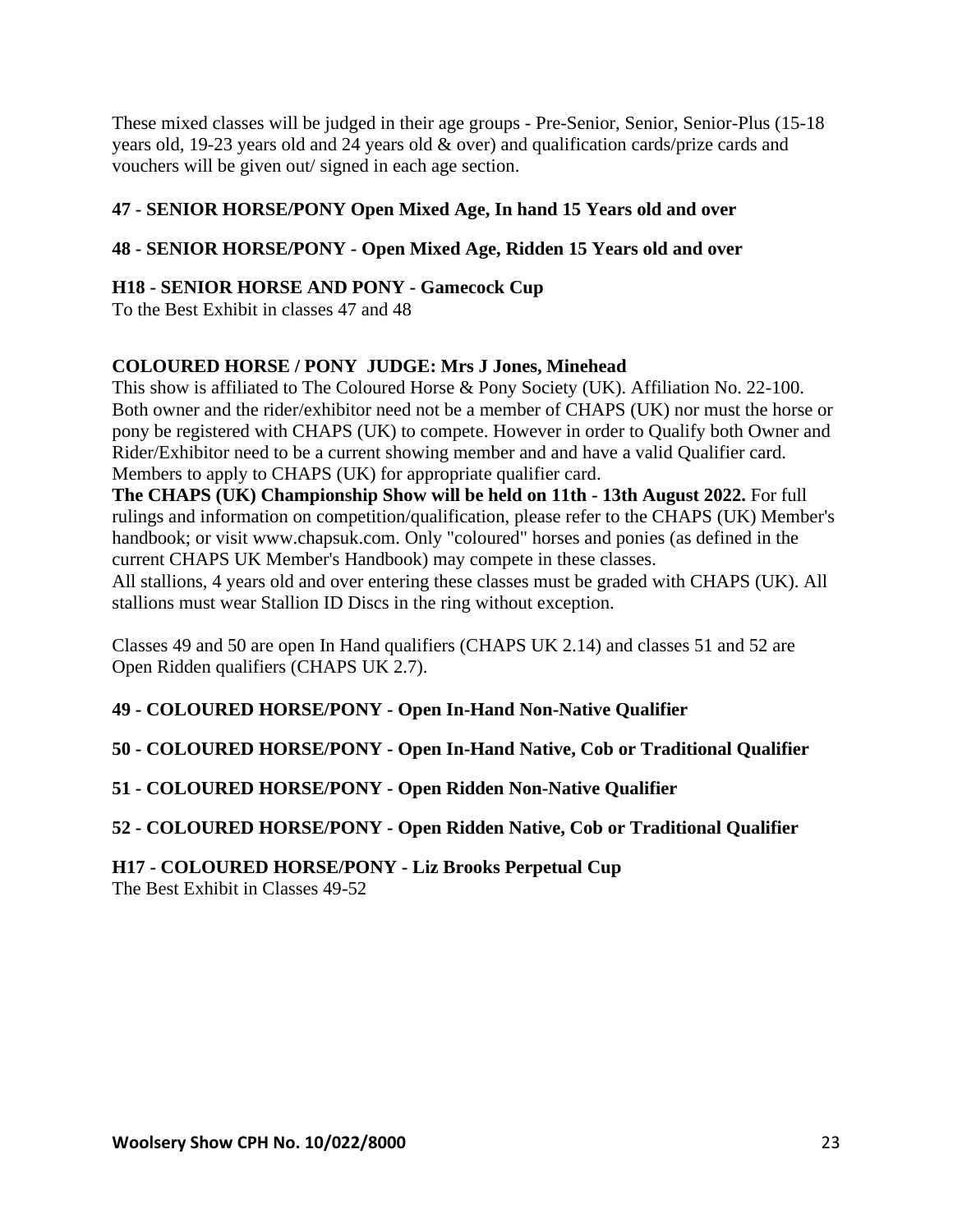These mixed classes will be judged in their age groups - Pre-Senior, Senior, Senior-Plus (15-18 years old, 19-23 years old and 24 years old & over) and qualification cards/prize cards and vouchers will be given out/ signed in each age section.

**47 - SENIOR HORSE/PONY Open Mixed Age, In hand 15 Years old and over**

**48 - SENIOR HORSE/PONY - Open Mixed Age, Ridden 15 Years old and over**

**H18 - SENIOR HORSE AND PONY - Gamecock Cup**
To the Best Exhibit in classes 47 and 48

**COLOURED HORSE / PONY JUDGE: Mrs J Jones, Minehead**
This show is affiliated to The Coloured Horse & Pony Society (UK). Affiliation No. 22-100. Both owner and the rider/exhibitor need not be a member of CHAPS (UK) nor must the horse or pony be registered with CHAPS (UK) to compete. However in order to Qualify both Owner and Rider/Exhibitor need to be a current showing member and and have a valid Qualifier card. Members to apply to CHAPS (UK) for appropriate qualifier card.
**The CHAPS (UK) Championship Show will be held on 11th - 13th August 2022.** For full rulings and information on competition/qualification, please refer to the CHAPS (UK) Member's handbook; or visit www.chapsuk.com. Only "coloured" horses and ponies (as defined in the current CHAPS UK Member's Handbook) may compete in these classes.
All stallions, 4 years old and over entering these classes must be graded with CHAPS (UK). All stallions must wear Stallion ID Discs in the ring without exception.

Classes 49 and 50 are open In Hand qualifiers (CHAPS UK 2.14) and classes 51 and 52 are Open Ridden qualifiers (CHAPS UK 2.7).

**49 - COLOURED HORSE/PONY - Open In-Hand Non-Native Qualifier**

**50 - COLOURED HORSE/PONY - Open In-Hand Native, Cob or Traditional Qualifier**

**51 - COLOURED HORSE/PONY - Open Ridden Non-Native Qualifier**

**52 - COLOURED HORSE/PONY - Open Ridden Native, Cob or Traditional Qualifier**

**H17 - COLOURED HORSE/PONY - Liz Brooks Perpetual Cup**
The Best Exhibit in Classes 49-52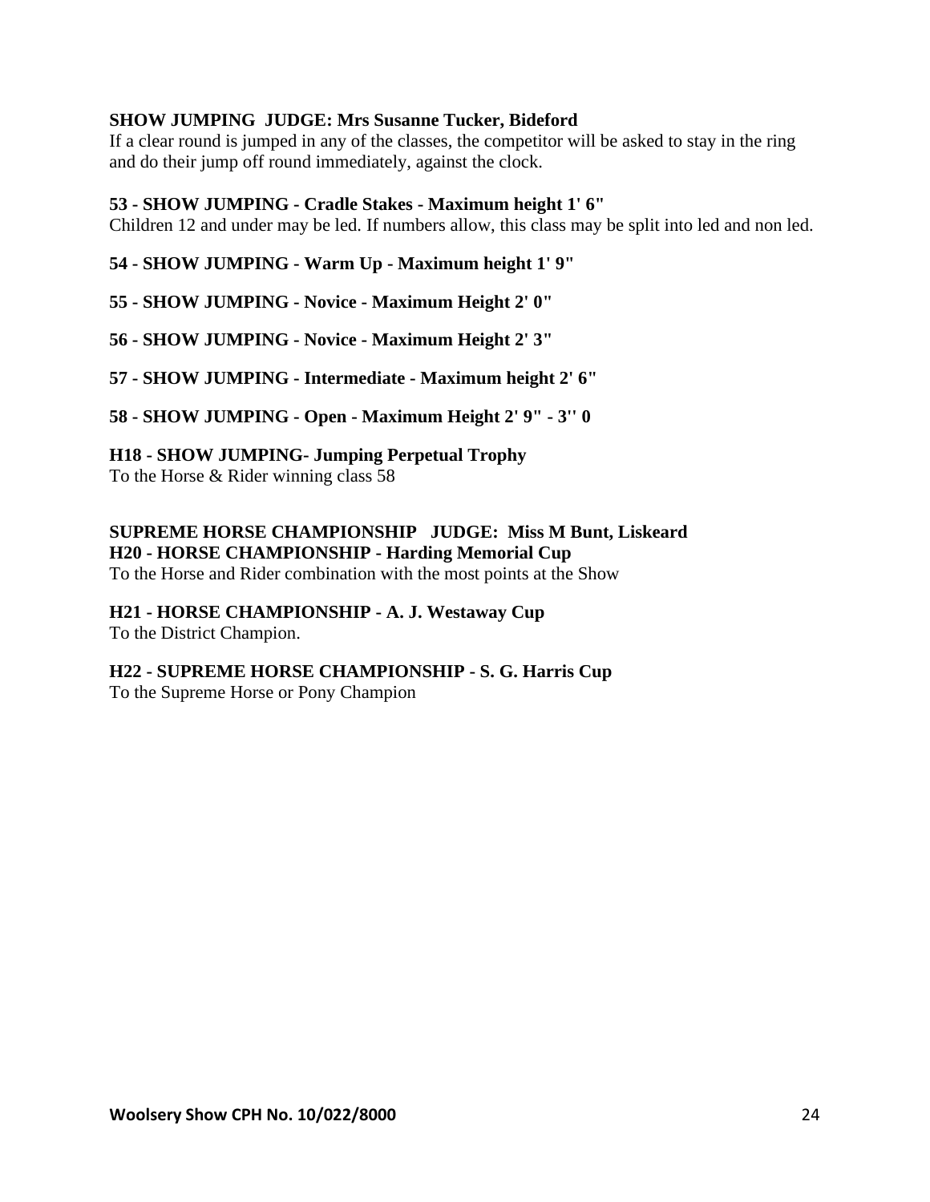**SHOW JUMPING JUDGE: Mrs Susanne Tucker, Bideford**

If a clear round is jumped in any of the classes, the competitor will be asked to stay in the ring and do their jump off round immediately, against the clock.

**53 - SHOW JUMPING - Cradle Stakes - Maximum height 1' 6"**

Children 12 and under may be led. If numbers allow, this class may be split into led and non led.

**54 - SHOW JUMPING - Warm Up - Maximum height 1' 9"**

**55 - SHOW JUMPING - Novice - Maximum Height 2' 0"**

**56 - SHOW JUMPING - Novice - Maximum Height 2' 3"**

**57 - SHOW JUMPING - Intermediate - Maximum height 2' 6"**

**58 - SHOW JUMPING - Open - Maximum Height 2' 9" - 3'' 0**

**H18 - SHOW JUMPING- Jumping Perpetual Trophy**

To the Horse & Rider winning class 58

**SUPREME HORSE CHAMPIONSHIP JUDGE: Miss M Bunt, Liskeard**

**H20 - HORSE CHAMPIONSHIP - Harding Memorial Cup**

To the Horse and Rider combination with the most points at the Show

**H21 - HORSE CHAMPIONSHIP - A. J. Westaway Cup**

To the District Champion.

**H22 - SUPREME HORSE CHAMPIONSHIP - S. G. Harris Cup**

To the Supreme Horse or Pony Champion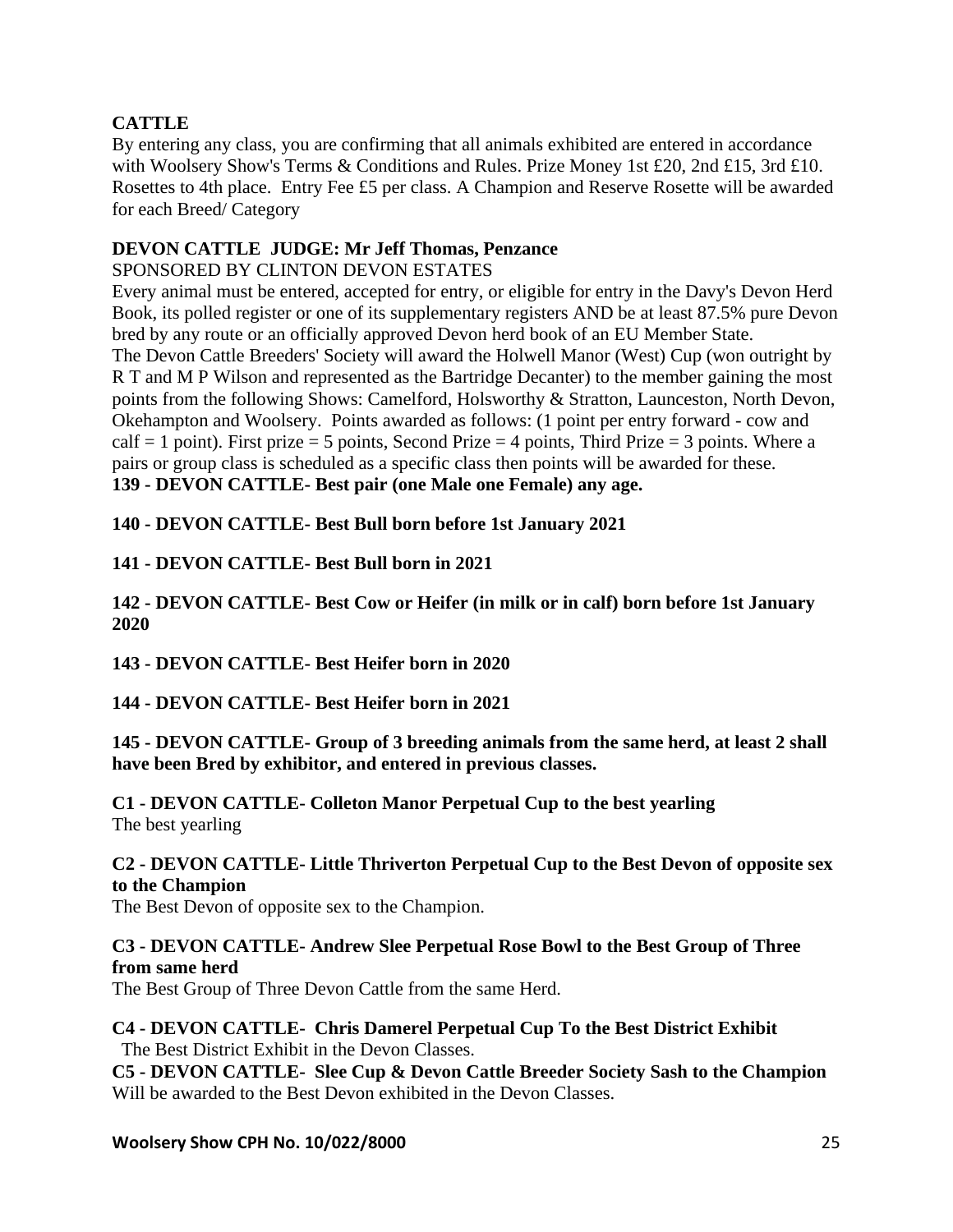## CATTLE

By entering any class, you are confirming that all animals exhibited are entered in accordance with Woolsery Show's Terms & Conditions and Rules. Prize Money 1st £20, 2nd £15, 3rd £10. Rosettes to 4th place. Entry Fee £5 per class. A Champion and Reserve Rosette will be awarded for each Breed/ Category

### DEVON CATTLE JUDGE: Mr Jeff Thomas, Penzance

SPONSORED BY CLINTON DEVON ESTATES

Every animal must be entered, accepted for entry, or eligible for entry in the Davy's Devon Herd Book, its polled register or one of its supplementary registers AND be at least 87.5% pure Devon bred by any route or an officially approved Devon herd book of an EU Member State.

The Devon Cattle Breeders' Society will award the Holwell Manor (West) Cup (won outright by R T and M P Wilson and represented as the Bartridge Decanter) to the member gaining the most points from the following Shows: Camelford, Holsworthy & Stratton, Launceston, North Devon, Okehampton and Woolsery. Points awarded as follows: (1 point per entry forward - cow and calf = 1 point). First prize = 5 points, Second Prize = 4 points, Third Prize = 3 points. Where a pairs or group class is scheduled as a specific class then points will be awarded for these.

**139 - DEVON CATTLE- Best pair (one Male one Female) any age.**

**140 - DEVON CATTLE- Best Bull born before 1st January 2021**

**141 - DEVON CATTLE- Best Bull born in 2021**

**142 - DEVON CATTLE- Best Cow or Heifer (in milk or in calf) born before 1st January 2020**

**143 - DEVON CATTLE- Best Heifer born in 2020**

**144 - DEVON CATTLE- Best Heifer born in 2021**

**145 - DEVON CATTLE- Group of 3 breeding animals from the same herd, at least 2 shall have been Bred by exhibitor, and entered in previous classes.**

**C1 - DEVON CATTLE- Colleton Manor Perpetual Cup to the best yearling**
The best yearling

**C2 - DEVON CATTLE- Little Thriverton Perpetual Cup to the Best Devon of opposite sex to the Champion**
The Best Devon of opposite sex to the Champion.

**C3 - DEVON CATTLE- Andrew Slee Perpetual Rose Bowl to the Best Group of Three from same herd**
The Best Group of Three Devon Cattle from the same Herd.

**C4 - DEVON CATTLE- Chris Damerel Perpetual Cup To the Best District Exhibit**
The Best District Exhibit in the Devon Classes.

**C5 - DEVON CATTLE- Slee Cup & Devon Cattle Breeder Society Sash to the Champion**
Will be awarded to the Best Devon exhibited in the Devon Classes.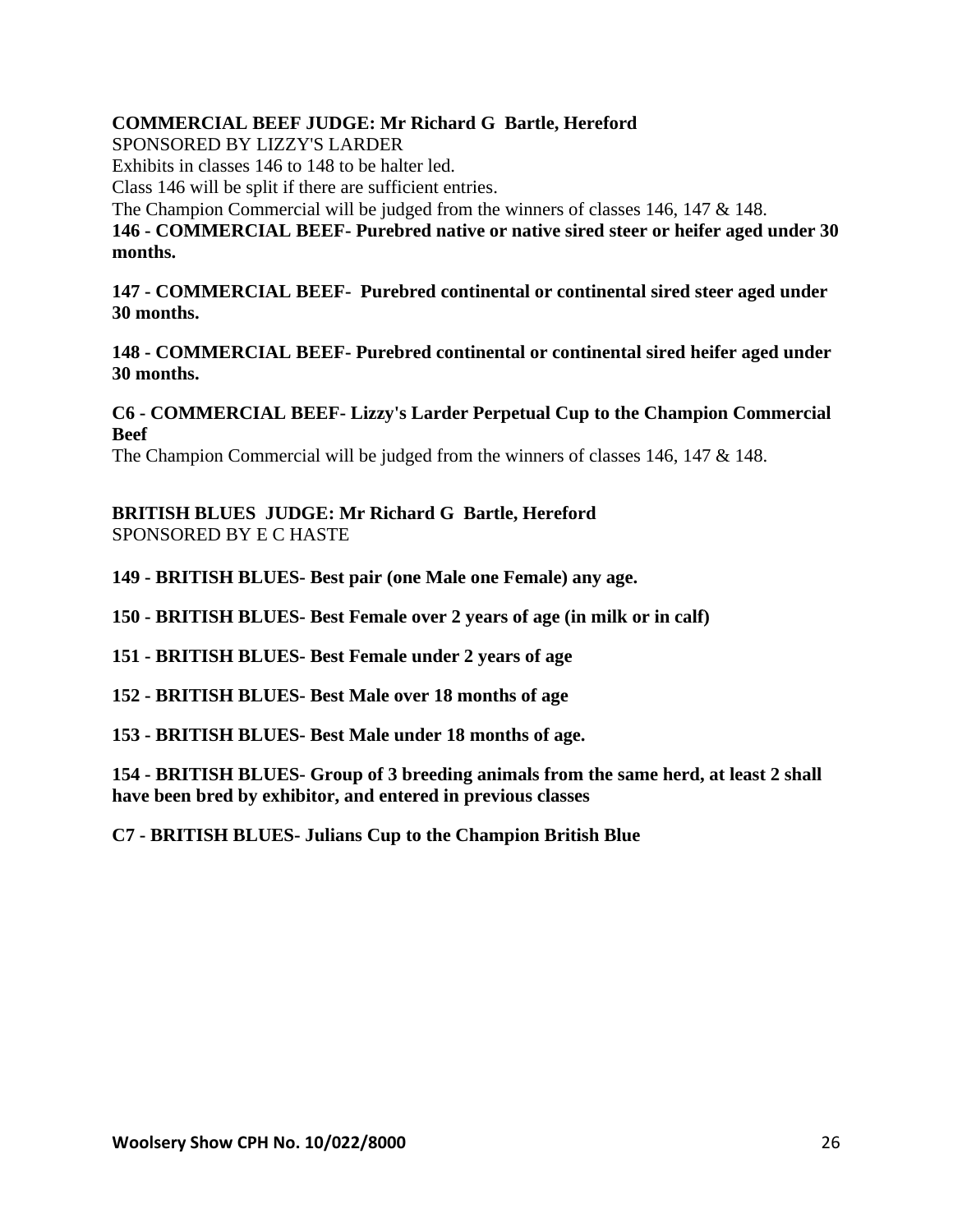**COMMERCIAL BEEF JUDGE: Mr Richard G Bartle, Hereford**

SPONSORED BY LIZZY'S LARDER

Exhibits in classes 146 to 148 to be halter led.

Class 146 will be split if there are sufficient entries.

The Champion Commercial will be judged from the winners of classes 146, 147 & 148.

**146 - COMMERCIAL BEEF- Purebred native or native sired steer or heifer aged under 30 months.**

**147 - COMMERCIAL BEEF- Purebred continental or continental sired steer aged under 30 months.**

**148 - COMMERCIAL BEEF- Purebred continental or continental sired heifer aged under 30 months.**

**C6 - COMMERCIAL BEEF- Lizzy's Larder Perpetual Cup to the Champion Commercial Beef**

The Champion Commercial will be judged from the winners of classes 146, 147 & 148.

**BRITISH BLUES JUDGE: Mr Richard G Bartle, Hereford**

SPONSORED BY E C HASTE

**149 - BRITISH BLUES- Best pair (one Male one Female) any age.**

**150 - BRITISH BLUES- Best Female over 2 years of age (in milk or in calf)**

**151 - BRITISH BLUES- Best Female under 2 years of age**

**152 - BRITISH BLUES- Best Male over 18 months of age**

**153 - BRITISH BLUES- Best Male under 18 months of age.**

**154 - BRITISH BLUES- Group of 3 breeding animals from the same herd, at least 2 shall have been bred by exhibitor, and entered in previous classes**

**C7 - BRITISH BLUES- Julians Cup to the Champion British Blue**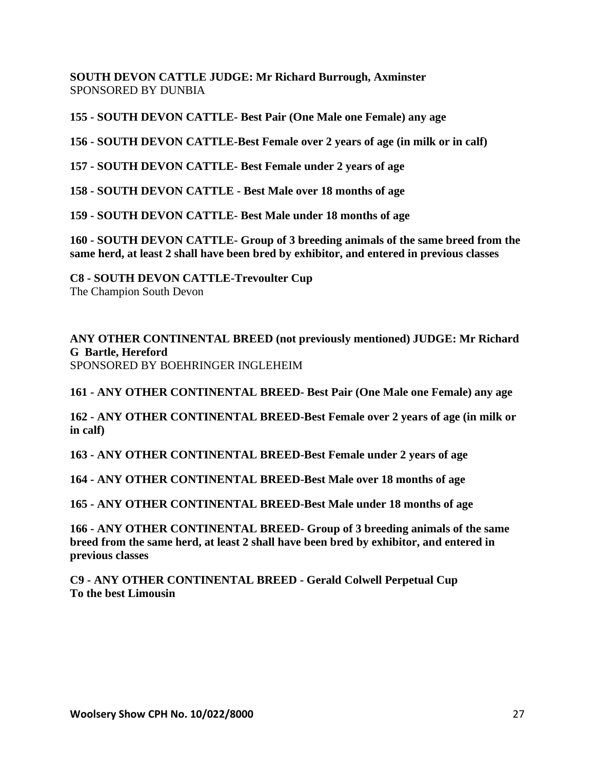**SOUTH DEVON CATTLE JUDGE: Mr Richard Burrough, Axminster**
SPONSORED BY DUNBIA

**155 - SOUTH DEVON CATTLE- Best Pair (One Male one Female) any age**

**156 - SOUTH DEVON CATTLE-Best Female over 2 years of age (in milk or in calf)**

**157 - SOUTH DEVON CATTLE- Best Female under 2 years of age**

**158 - SOUTH DEVON CATTLE - Best Male over 18 months of age**

**159 - SOUTH DEVON CATTLE- Best Male under 18 months of age**

**160 - SOUTH DEVON CATTLE- Group of 3 breeding animals of the same breed from the same herd, at least 2 shall have been bred by exhibitor, and entered in previous classes**

**C8 - SOUTH DEVON CATTLE-Trevoulter Cup**
The Champion South Devon

**ANY OTHER CONTINENTAL BREED (not previously mentioned) JUDGE: Mr Richard G Bartle, Hereford**
SPONSORED BY BOEHRINGER INGLEHEIM

**161 - ANY OTHER CONTINENTAL BREED- Best Pair (One Male one Female) any age**

**162 - ANY OTHER CONTINENTAL BREED-Best Female over 2 years of age (in milk or in calf)**

**163 - ANY OTHER CONTINENTAL BREED-Best Female under 2 years of age**

**164 - ANY OTHER CONTINENTAL BREED-Best Male over 18 months of age**

**165 - ANY OTHER CONTINENTAL BREED-Best Male under 18 months of age**

**166 - ANY OTHER CONTINENTAL BREED- Group of 3 breeding animals of the same breed from the same herd, at least 2 shall have been bred by exhibitor, and entered in previous classes**

**C9 - ANY OTHER CONTINENTAL BREED - Gerald Colwell Perpetual Cup**
**To the best Limousin**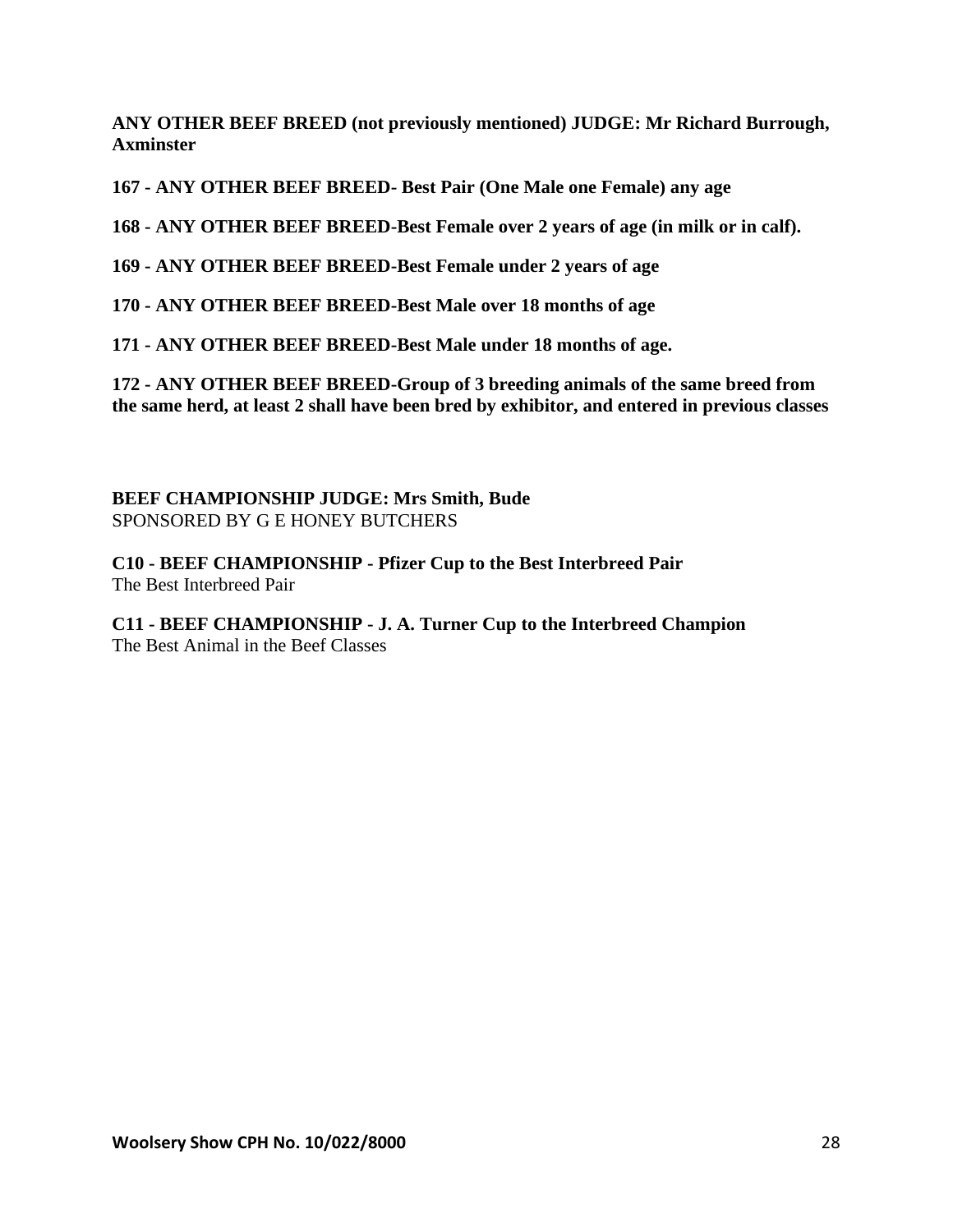**ANY OTHER BEEF BREED (not previously mentioned) JUDGE: Mr Richard Burrough, Axminster**

**167 - ANY OTHER BEEF BREED- Best Pair (One Male one Female) any age**

**168 - ANY OTHER BEEF BREED-Best Female over 2 years of age (in milk or in calf).**

**169 - ANY OTHER BEEF BREED-Best Female under 2 years of age**

**170 - ANY OTHER BEEF BREED-Best Male over 18 months of age**

**171 - ANY OTHER BEEF BREED-Best Male under 18 months of age.**

**172 - ANY OTHER BEEF BREED-Group of 3 breeding animals of the same breed from the same herd, at least 2 shall have been bred by exhibitor, and entered in previous classes**

**BEEF CHAMPIONSHIP JUDGE: Mrs Smith, Bude**
SPONSORED BY G E HONEY BUTCHERS

**C10 - BEEF CHAMPIONSHIP - Pfizer Cup to the Best Interbreed Pair**
The Best Interbreed Pair

**C11 - BEEF CHAMPIONSHIP - J. A. Turner Cup to the Interbreed Champion**
The Best Animal in the Beef Classes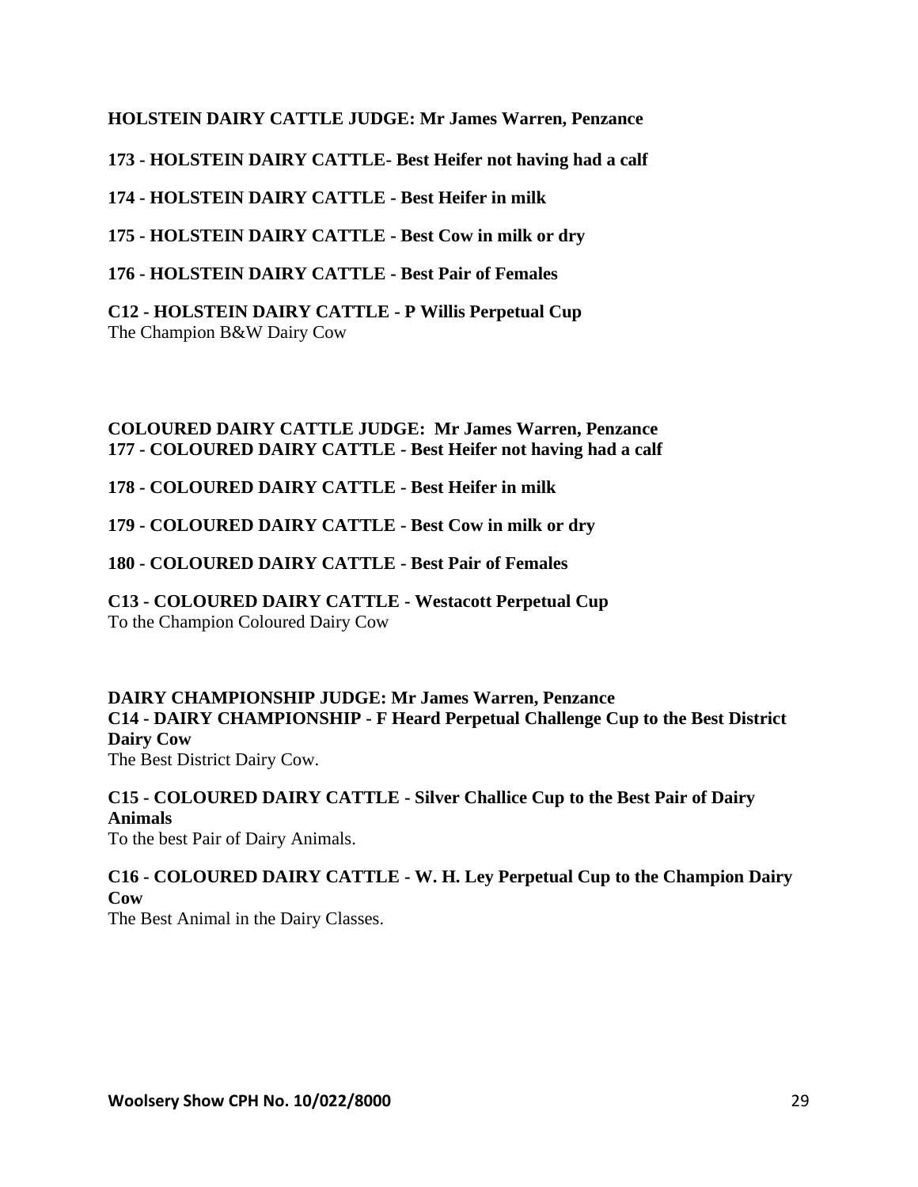**HOLSTEIN DAIRY CATTLE JUDGE: Mr James Warren, Penzance**

**173 - HOLSTEIN DAIRY CATTLE- Best Heifer not having had a calf**

**174 - HOLSTEIN DAIRY CATTLE - Best Heifer in milk**

**175 - HOLSTEIN DAIRY CATTLE - Best Cow in milk or dry**

**176 - HOLSTEIN DAIRY CATTLE - Best Pair of Females**

**C12 - HOLSTEIN DAIRY CATTLE - P Willis Perpetual Cup**
The Champion B&W Dairy Cow

**COLOURED DAIRY CATTLE JUDGE: Mr James Warren, Penzance**
**177 - COLOURED DAIRY CATTLE - Best Heifer not having had a calf**

**178 - COLOURED DAIRY CATTLE - Best Heifer in milk**

**179 - COLOURED DAIRY CATTLE - Best Cow in milk or dry**

**180 - COLOURED DAIRY CATTLE - Best Pair of Females**

**C13 - COLOURED DAIRY CATTLE - Westacott Perpetual Cup**
To the Champion Coloured Dairy Cow

**DAIRY CHAMPIONSHIP JUDGE: Mr James Warren, Penzance**
**C14 - DAIRY CHAMPIONSHIP - F Heard Perpetual Challenge Cup to the Best District Dairy Cow**
The Best District Dairy Cow.

**C15 - COLOURED DAIRY CATTLE - Silver Challice Cup to the Best Pair of Dairy Animals**
To the best Pair of Dairy Animals.

**C16 - COLOURED DAIRY CATTLE - W. H. Ley Perpetual Cup to the Champion Dairy Cow**
The Best Animal in the Dairy Classes.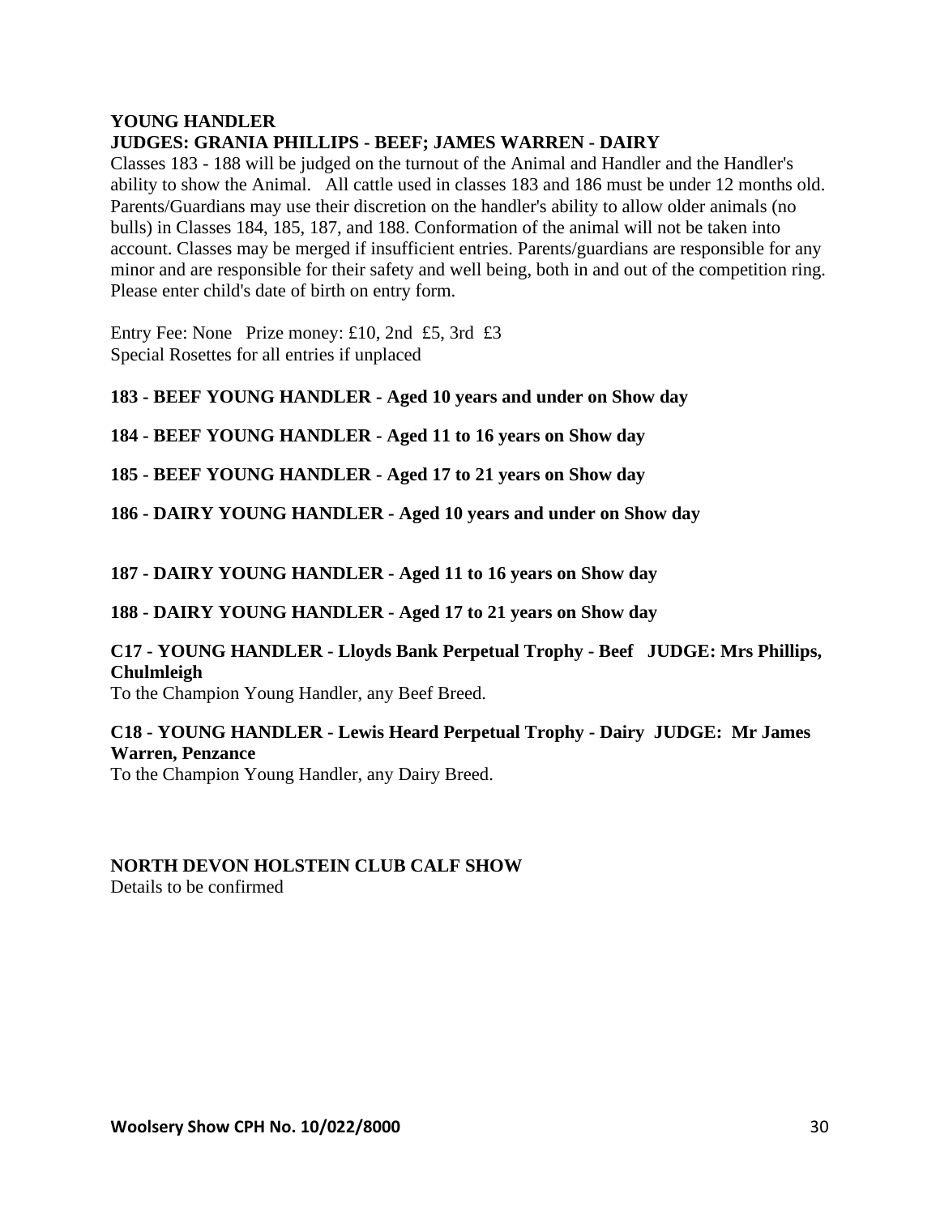**YOUNG HANDLER**
**JUDGES: GRANIA PHILLIPS - BEEF; JAMES WARREN - DAIRY**

Classes 183 - 188 will be judged on the turnout of the Animal and Handler and the Handler's ability to show the Animal. All cattle used in classes 183 and 186 must be under 12 months old. Parents/Guardians may use their discretion on the handler's ability to allow older animals (no bulls) in Classes 184, 185, 187, and 188. Conformation of the animal will not be taken into account. Classes may be merged if insufficient entries. Parents/guardians are responsible for any minor and are responsible for their safety and well being, both in and out of the competition ring. Please enter child's date of birth on entry form.

Entry Fee: None Prize money: £10, 2nd £5, 3rd £3
Special Rosettes for all entries if unplaced

**183 - BEEF YOUNG HANDLER - Aged 10 years and under on Show day**

**184 - BEEF YOUNG HANDLER - Aged 11 to 16 years on Show day**

**185 - BEEF YOUNG HANDLER - Aged 17 to 21 years on Show day**

**186 - DAIRY YOUNG HANDLER - Aged 10 years and under on Show day**

**187 - DAIRY YOUNG HANDLER - Aged 11 to 16 years on Show day**

**188 - DAIRY YOUNG HANDLER - Aged 17 to 21 years on Show day**

**C17 - YOUNG HANDLER - Lloyds Bank Perpetual Trophy - Beef JUDGE: Mrs Phillips, Chulmleigh**
To the Champion Young Handler, any Beef Breed.

**C18 - YOUNG HANDLER - Lewis Heard Perpetual Trophy - Dairy JUDGE: Mr James Warren, Penzance**
To the Champion Young Handler, any Dairy Breed.

**NORTH DEVON HOLSTEIN CLUB CALF SHOW**
Details to be confirmed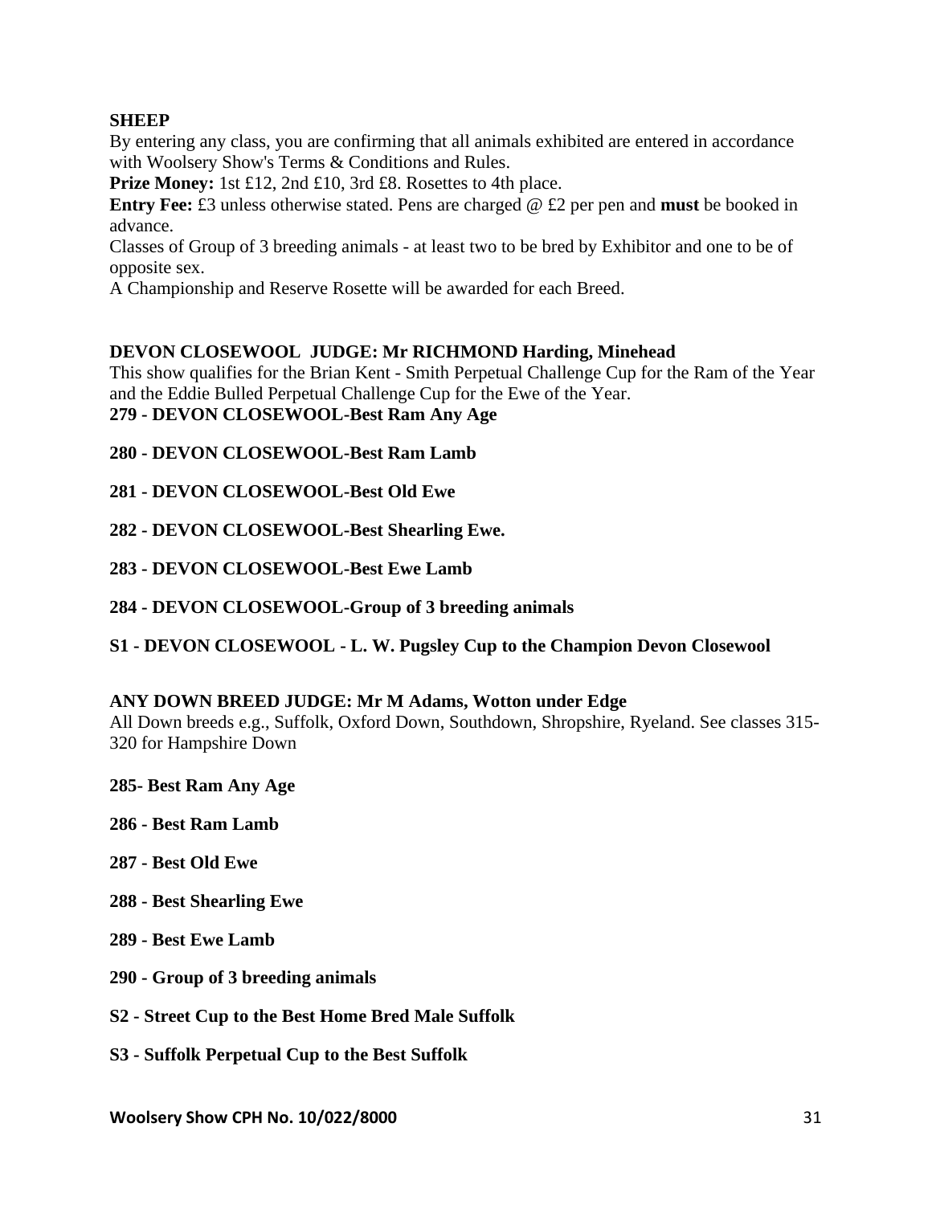## SHEEP

By entering any class, you are confirming that all animals exhibited are entered in accordance with Woolsery Show's Terms & Conditions and Rules.

**Prize Money:** 1st £12, 2nd £10, 3rd £8. Rosettes to 4th place.

**Entry Fee:** £3 unless otherwise stated. Pens are charged @ £2 per pen and **must** be booked in advance.

Classes of Group of 3 breeding animals - at least two to be bred by Exhibitor and one to be of opposite sex.

A Championship and Reserve Rosette will be awarded for each Breed.

### DEVON CLOSEWOOL JUDGE: Mr RICHMOND Harding, Minehead

This show qualifies for the Brian Kent - Smith Perpetual Challenge Cup for the Ram of the Year and the Eddie Bulled Perpetual Challenge Cup for the Ewe of the Year.

**279 - DEVON CLOSEWOOL-Best Ram Any Age**

**280 - DEVON CLOSEWOOL-Best Ram Lamb**

**281 - DEVON CLOSEWOOL-Best Old Ewe**

**282 - DEVON CLOSEWOOL-Best Shearling Ewe.**

**283 - DEVON CLOSEWOOL-Best Ewe Lamb**

**284 - DEVON CLOSEWOOL-Group of 3 breeding animals**

**S1 - DEVON CLOSEWOOL - L. W. Pugsley Cup to the Champion Devon Closewool**

### ANY DOWN BREED JUDGE: Mr M Adams, Wotton under Edge

All Down breeds e.g., Suffolk, Oxford Down, Southdown, Shropshire, Ryeland. See classes 315-320 for Hampshire Down

**285- Best Ram Any Age**

**286 - Best Ram Lamb**

**287 - Best Old Ewe**

**288 - Best Shearling Ewe**

**289 - Best Ewe Lamb**

**290 - Group of 3 breeding animals**

**S2 - Street Cup to the Best Home Bred Male Suffolk**

**S3 - Suffolk Perpetual Cup to the Best Suffolk**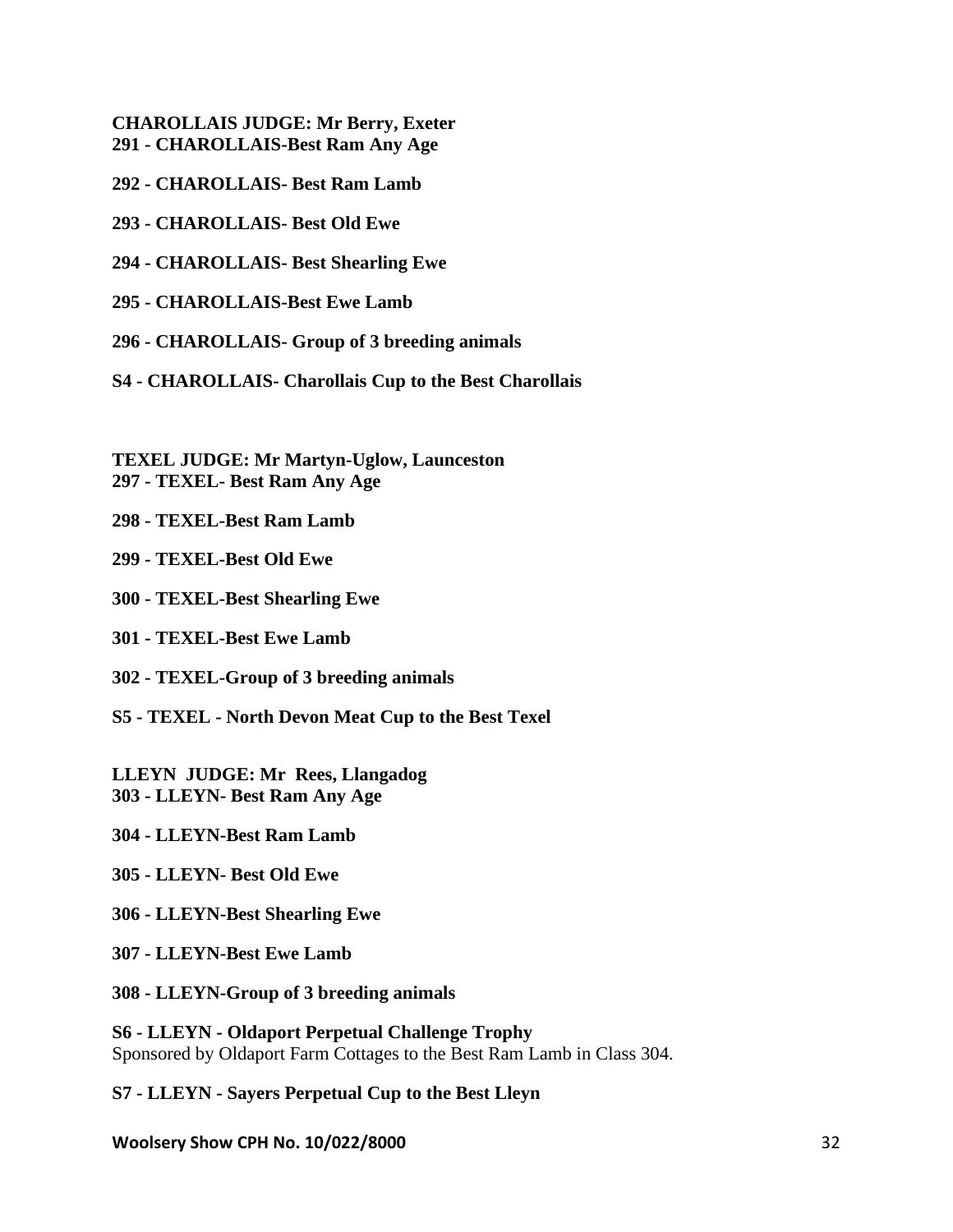**CHAROLLAIS JUDGE: Mr Berry, Exeter**
**291 - CHAROLLAIS-Best Ram Any Age**

**292 - CHAROLLAIS- Best Ram Lamb**

**293 - CHAROLLAIS- Best Old Ewe**

**294 - CHAROLLAIS- Best Shearling Ewe**

**295 - CHAROLLAIS-Best Ewe Lamb**

**296 - CHAROLLAIS- Group of 3 breeding animals**

**S4 - CHAROLLAIS- Charollais Cup to the Best Charollais**

**TEXEL JUDGE: Mr Martyn-Uglow, Launceston**
**297 - TEXEL- Best Ram Any Age**

**298 - TEXEL-Best Ram Lamb**

**299 - TEXEL-Best Old Ewe**

**300 - TEXEL-Best Shearling Ewe**

**301 - TEXEL-Best Ewe Lamb**

**302 - TEXEL-Group of 3 breeding animals**

**S5 - TEXEL - North Devon Meat Cup to the Best Texel**

**LLEYN JUDGE: Mr Rees, Llangadog**
**303 - LLEYN- Best Ram Any Age**

**304 - LLEYN-Best Ram Lamb**

**305 - LLEYN- Best Old Ewe**

**306 - LLEYN-Best Shearling Ewe**

**307 - LLEYN-Best Ewe Lamb**

**308 - LLEYN-Group of 3 breeding animals**

**S6 - LLEYN - Oldaport Perpetual Challenge Trophy**
Sponsored by Oldaport Farm Cottages to the Best Ram Lamb in Class 304.

**S7 - LLEYN - Sayers Perpetual Cup to the Best Lleyn**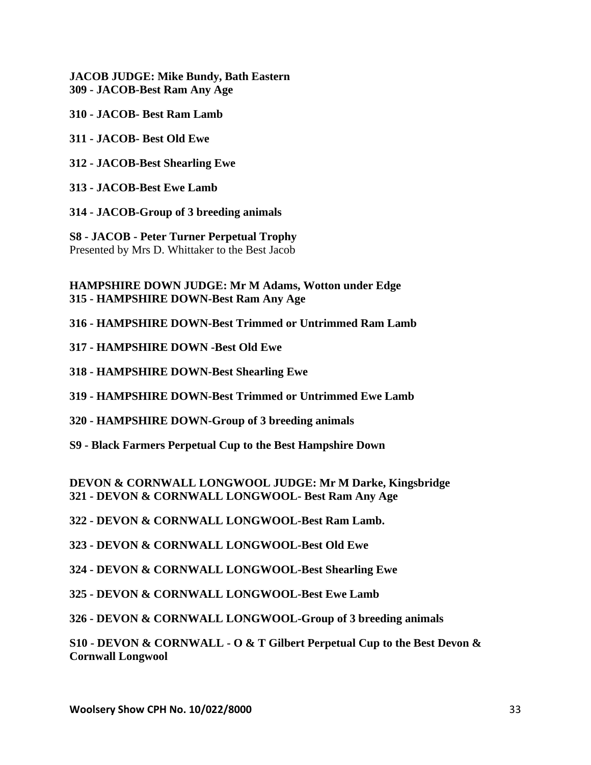**JACOB JUDGE: Mike Bundy, Bath Eastern**
**309 - JACOB-Best Ram Any Age**

**310 - JACOB- Best Ram Lamb**

**311 - JACOB- Best Old Ewe**

**312 - JACOB-Best Shearling Ewe**

**313 - JACOB-Best Ewe Lamb**

**314 - JACOB-Group of 3 breeding animals**

**S8 - JACOB - Peter Turner Perpetual Trophy**
Presented by Mrs D. Whittaker to the Best Jacob

**HAMPSHIRE DOWN JUDGE: Mr M Adams, Wotton under Edge**
**315 - HAMPSHIRE DOWN-Best Ram Any Age**

**316 - HAMPSHIRE DOWN-Best Trimmed or Untrimmed Ram Lamb**

**317 - HAMPSHIRE DOWN -Best Old Ewe**

**318 - HAMPSHIRE DOWN-Best Shearling Ewe**

**319 - HAMPSHIRE DOWN-Best Trimmed or Untrimmed Ewe Lamb**

**320 - HAMPSHIRE DOWN-Group of 3 breeding animals**

**S9 - Black Farmers Perpetual Cup to the Best Hampshire Down**

**DEVON & CORNWALL LONGWOOL JUDGE: Mr M Darke, Kingsbridge**
**321 - DEVON & CORNWALL LONGWOOL- Best Ram Any Age**

**322 - DEVON & CORNWALL LONGWOOL-Best Ram Lamb.**

**323 - DEVON & CORNWALL LONGWOOL-Best Old Ewe**

**324 - DEVON & CORNWALL LONGWOOL-Best Shearling Ewe**

**325 - DEVON & CORNWALL LONGWOOL-Best Ewe Lamb**

**326 - DEVON & CORNWALL LONGWOOL-Group of 3 breeding animals**

**S10 - DEVON & CORNWALL - O & T Gilbert Perpetual Cup to the Best Devon & Cornwall Longwool**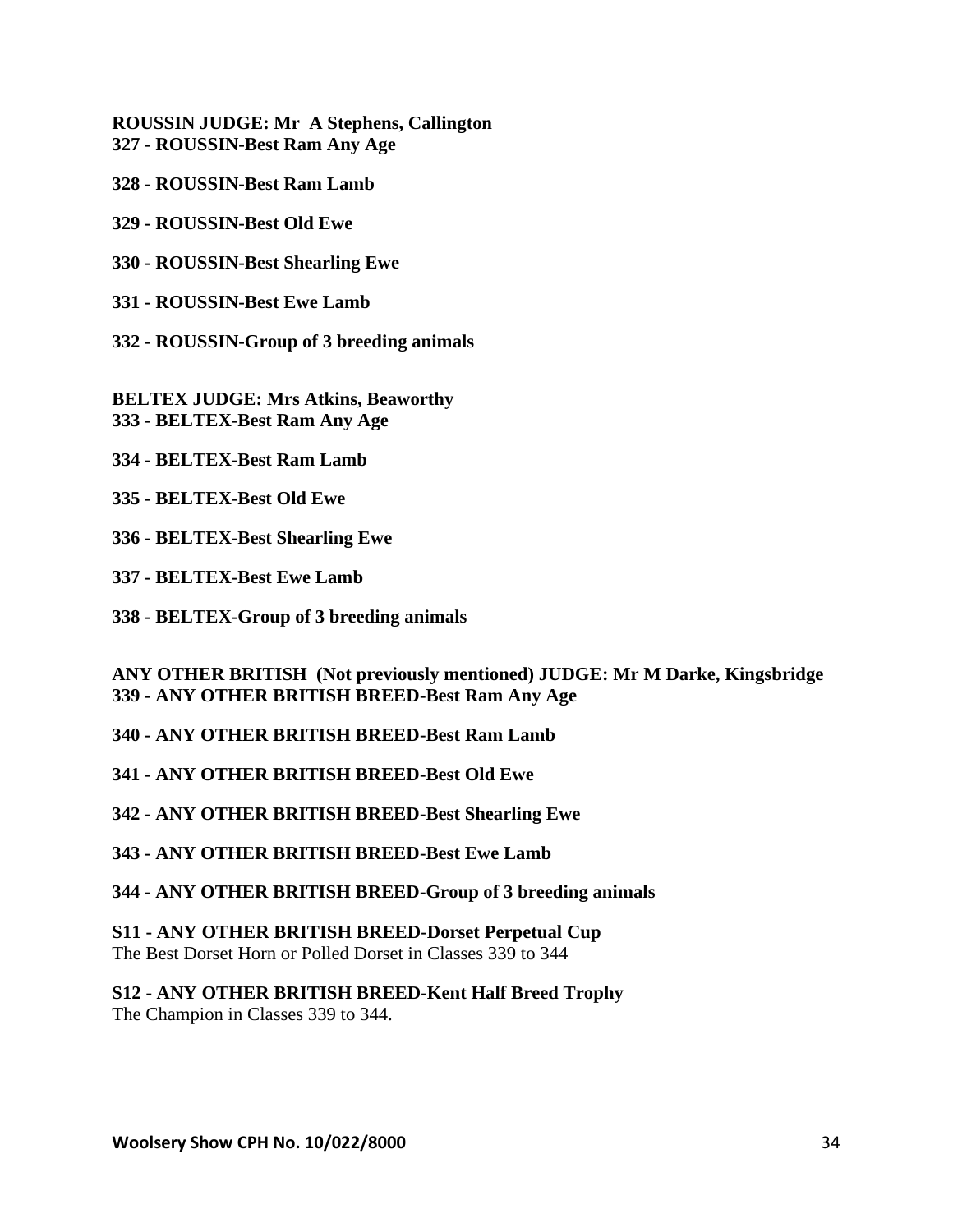**ROUSSIN JUDGE: Mr A Stephens, Callington**
**327 - ROUSSIN-Best Ram Any Age**

**328 - ROUSSIN-Best Ram Lamb**

**329 - ROUSSIN-Best Old Ewe**

**330 - ROUSSIN-Best Shearling Ewe**

**331 - ROUSSIN-Best Ewe Lamb**

**332 - ROUSSIN-Group of 3 breeding animals**

**BELTEX JUDGE: Mrs Atkins, Beaworthy**
**333 - BELTEX-Best Ram Any Age**

**334 - BELTEX-Best Ram Lamb**

**335 - BELTEX-Best Old Ewe**

**336 - BELTEX-Best Shearling Ewe**

**337 - BELTEX-Best Ewe Lamb**

**338 - BELTEX-Group of 3 breeding animals**

**ANY OTHER BRITISH (Not previously mentioned) JUDGE: Mr M Darke, Kingsbridge**
**339 - ANY OTHER BRITISH BREED-Best Ram Any Age**

**340 - ANY OTHER BRITISH BREED-Best Ram Lamb**

**341 - ANY OTHER BRITISH BREED-Best Old Ewe**

**342 - ANY OTHER BRITISH BREED-Best Shearling Ewe**

**343 - ANY OTHER BRITISH BREED-Best Ewe Lamb**

**344 - ANY OTHER BRITISH BREED-Group of 3 breeding animals**

**S11 - ANY OTHER BRITISH BREED-Dorset Perpetual Cup**
The Best Dorset Horn or Polled Dorset in Classes 339 to 344

**S12 - ANY OTHER BRITISH BREED-Kent Half Breed Trophy**
The Champion in Classes 339 to 344.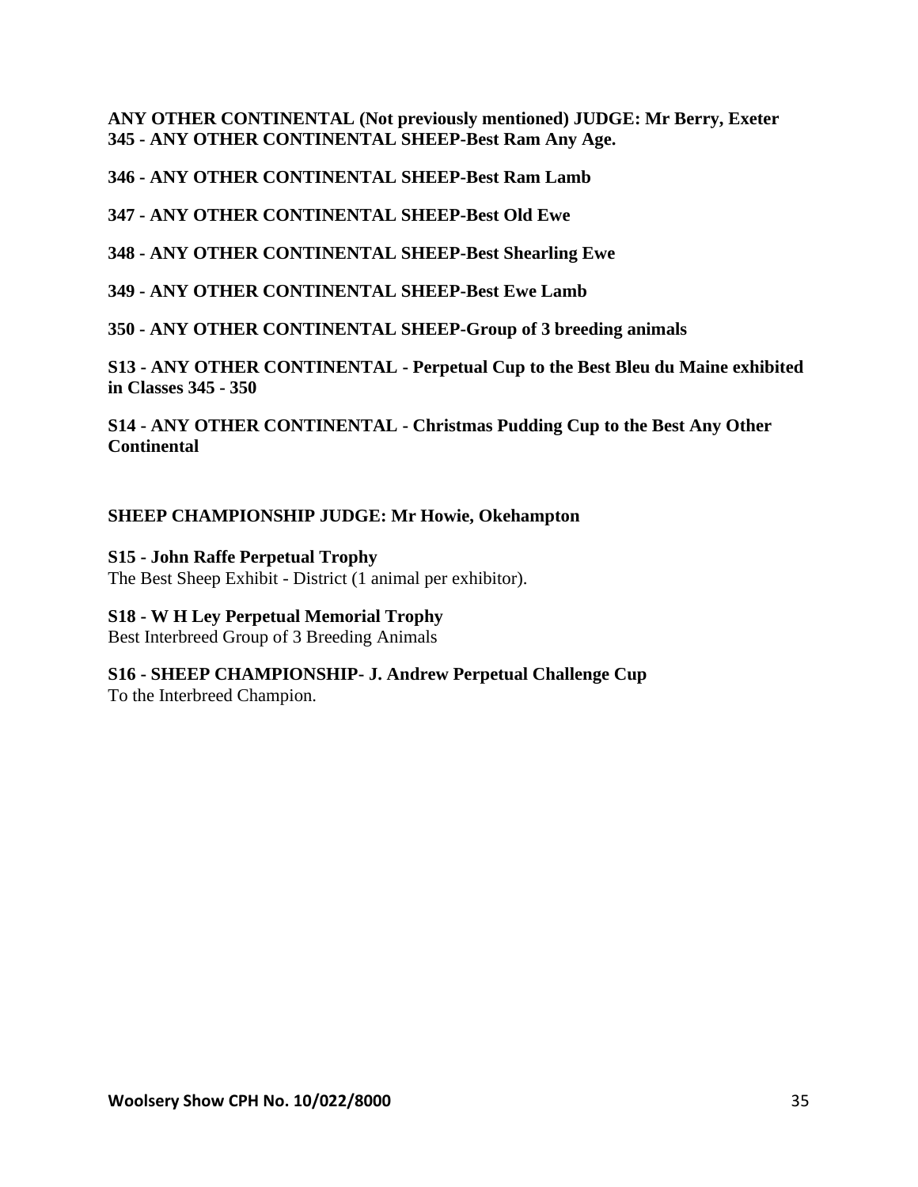**ANY OTHER CONTINENTAL (Not previously mentioned) JUDGE: Mr Berry, Exeter**
**345 - ANY OTHER CONTINENTAL SHEEP-Best Ram Any Age.**

**346 - ANY OTHER CONTINENTAL SHEEP-Best Ram Lamb**

**347 - ANY OTHER CONTINENTAL SHEEP-Best Old Ewe**

**348 - ANY OTHER CONTINENTAL SHEEP-Best Shearling Ewe**

**349 - ANY OTHER CONTINENTAL SHEEP-Best Ewe Lamb**

**350 - ANY OTHER CONTINENTAL SHEEP-Group of 3 breeding animals**

**S13 - ANY OTHER CONTINENTAL - Perpetual Cup to the Best Bleu du Maine exhibited in Classes 345 - 350**

**S14 - ANY OTHER CONTINENTAL - Christmas Pudding Cup to the Best Any Other Continental**

**SHEEP CHAMPIONSHIP JUDGE: Mr Howie, Okehampton**

**S15 - John Raffe Perpetual Trophy**
The Best Sheep Exhibit - District (1 animal per exhibitor).

**S18 - W H Ley Perpetual Memorial Trophy**
Best Interbreed Group of 3 Breeding Animals

**S16 - SHEEP CHAMPIONSHIP- J. Andrew Perpetual Challenge Cup**
To the Interbreed Champion.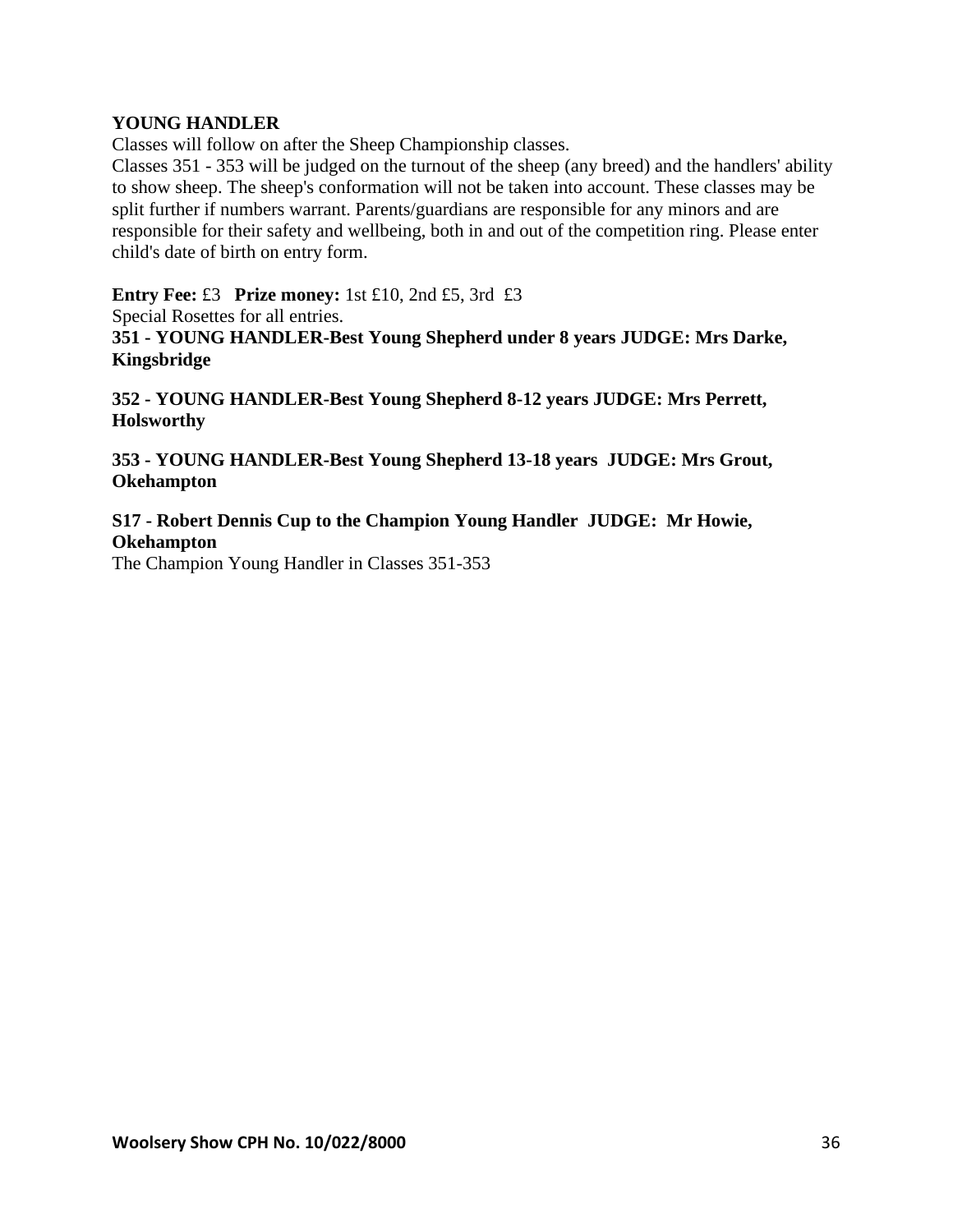## YOUNG HANDLER

Classes will follow on after the Sheep Championship classes.

Classes 351 - 353 will be judged on the turnout of the sheep (any breed) and the handlers' ability to show sheep. The sheep's conformation will not be taken into account. These classes may be split further if numbers warrant. Parents/guardians are responsible for any minors and are responsible for their safety and wellbeing, both in and out of the competition ring. Please enter child's date of birth on entry form.

**Entry Fee:** £3 **Prize money:** 1st £10, 2nd £5, 3rd £3

Special Rosettes for all entries.

**351 - YOUNG HANDLER-Best Young Shepherd under 8 years JUDGE: Mrs Darke, Kingsbridge**

**352 - YOUNG HANDLER-Best Young Shepherd 8-12 years JUDGE: Mrs Perrett, Holsworthy**

**353 - YOUNG HANDLER-Best Young Shepherd 13-18 years JUDGE: Mrs Grout, Okehampton**

**S17 - Robert Dennis Cup to the Champion Young Handler JUDGE: Mr Howie, Okehampton**

The Champion Young Handler in Classes 351-353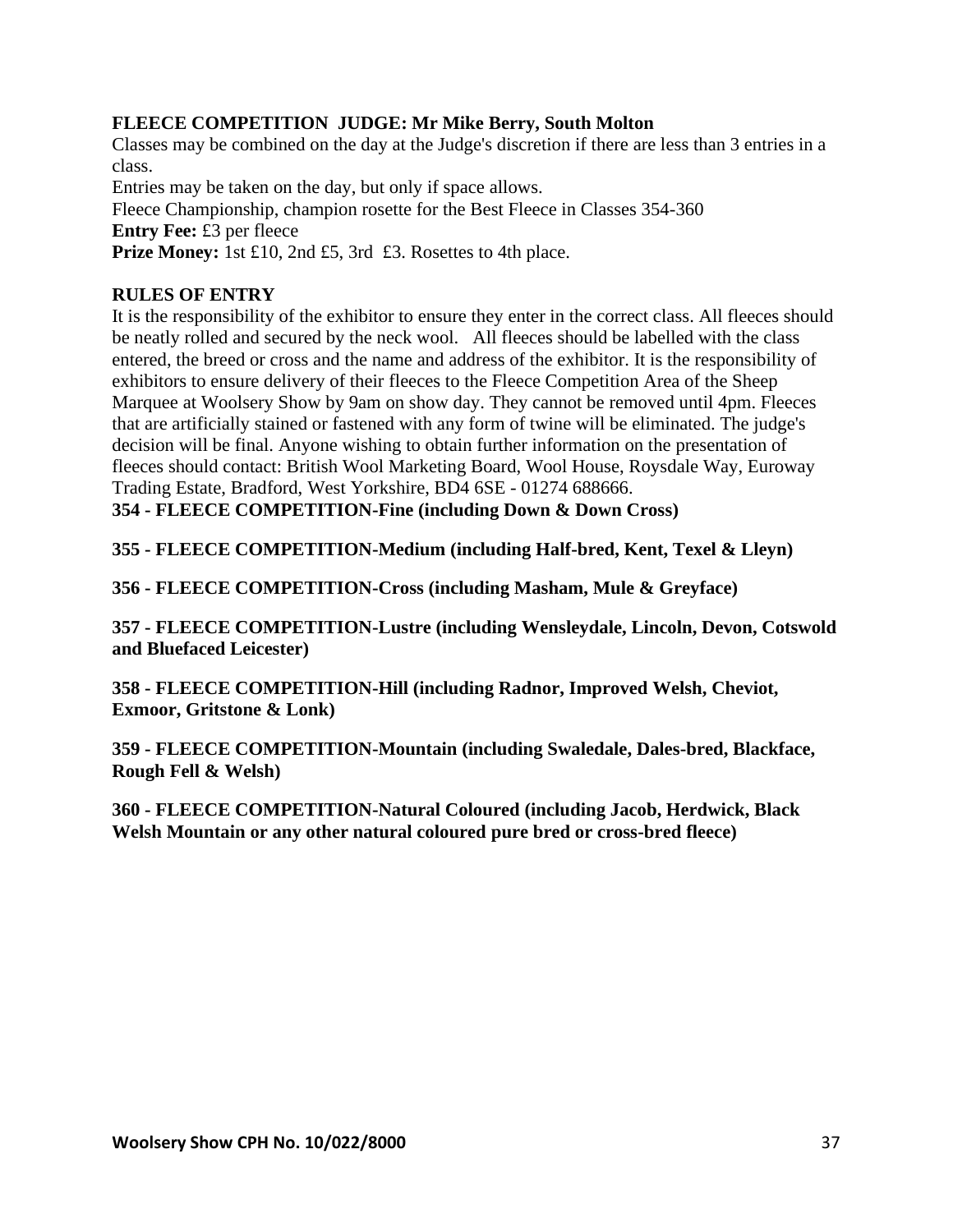## FLEECE COMPETITION JUDGE: Mr Mike Berry, South Molton

Classes may be combined on the day at the Judge's discretion if there are less than 3 entries in a class.

Entries may be taken on the day, but only if space allows.

Fleece Championship, champion rosette for the Best Fleece in Classes 354-360

**Entry Fee:** £3 per fleece

**Prize Money:** 1st £10, 2nd £5, 3rd £3. Rosettes to 4th place.

### RULES OF ENTRY

It is the responsibility of the exhibitor to ensure they enter in the correct class. All fleeces should be neatly rolled and secured by the neck wool. All fleeces should be labelled with the class entered, the breed or cross and the name and address of the exhibitor. It is the responsibility of exhibitors to ensure delivery of their fleeces to the Fleece Competition Area of the Sheep Marquee at Woolsery Show by 9am on show day. They cannot be removed until 4pm. Fleeces that are artificially stained or fastened with any form of twine will be eliminated. The judge's decision will be final. Anyone wishing to obtain further information on the presentation of fleeces should contact: British Wool Marketing Board, Wool House, Roysdale Way, Euroway Trading Estate, Bradford, West Yorkshire, BD4 6SE - 01274 688666.

**354 - FLEECE COMPETITION-Fine (including Down & Down Cross)**

**355 - FLEECE COMPETITION-Medium (including Half-bred, Kent, Texel & Lleyn)**

**356 - FLEECE COMPETITION-Cross (including Masham, Mule & Greyface)**

**357 - FLEECE COMPETITION-Lustre (including Wensleydale, Lincoln, Devon, Cotswold and Bluefaced Leicester)**

**358 - FLEECE COMPETITION-Hill (including Radnor, Improved Welsh, Cheviot, Exmoor, Gritstone & Lonk)**

**359 - FLEECE COMPETITION-Mountain (including Swaledale, Dales-bred, Blackface, Rough Fell & Welsh)**

**360 - FLEECE COMPETITION-Natural Coloured (including Jacob, Herdwick, Black Welsh Mountain or any other natural coloured pure bred or cross-bred fleece)**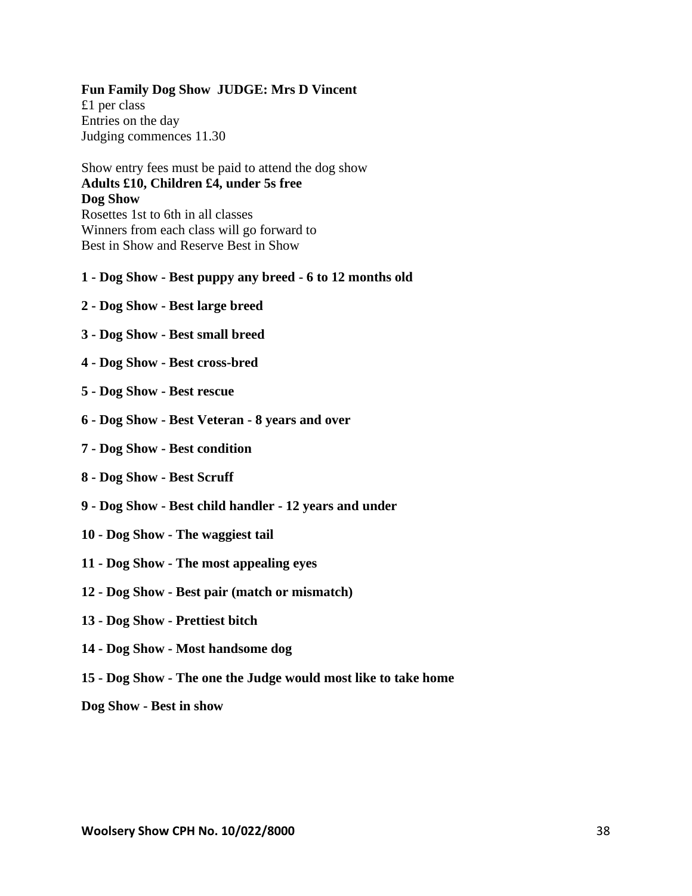**Fun Family Dog Show  JUDGE: Mrs D Vincent**
£1 per class
Entries on the day
Judging commences 11.30

Show entry fees must be paid to attend the dog show
**Adults £10, Children £4, under 5s free**
**Dog Show**
Rosettes 1st to 6th in all classes
Winners from each class will go forward to
Best in Show and Reserve Best in Show

**1 - Dog Show - Best puppy any breed - 6 to 12 months old**

**2 - Dog Show - Best large breed**

**3 - Dog Show - Best small breed**

**4 - Dog Show - Best cross-bred**

**5 - Dog Show - Best rescue**

**6 - Dog Show - Best Veteran - 8 years and over**

**7 - Dog Show - Best condition**

**8 - Dog Show - Best Scruff**

**9 - Dog Show - Best child handler - 12 years and under**

**10 - Dog Show - The waggiest tail**

**11 - Dog Show - The most appealing eyes**

**12 - Dog Show - Best pair (match or mismatch)**

**13 - Dog Show - Prettiest bitch**

**14 - Dog Show - Most handsome dog**

**15 - Dog Show - The one the Judge would most like to take home**

**Dog Show - Best in show**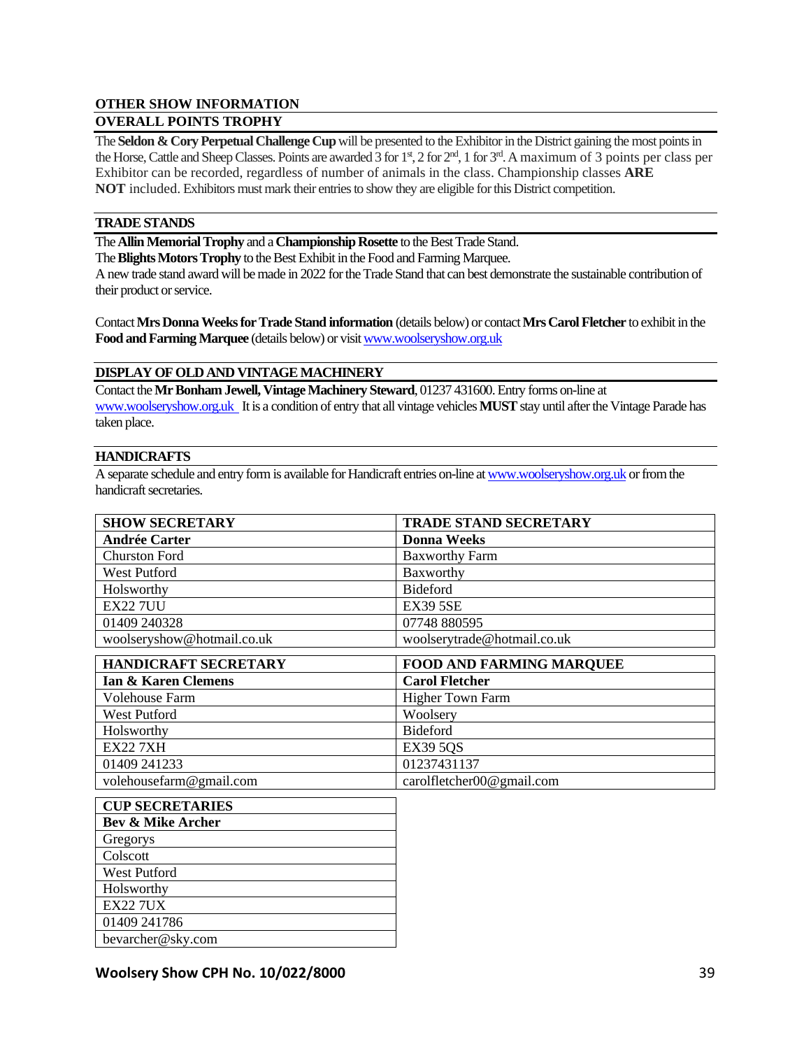## OTHER SHOW INFORMATION

### OVERALL POINTS TROPHY

The **Seldon & Cory Perpetual Challenge Cup** will be presented to the Exhibitor in the District gaining the most points in the Horse, Cattle and Sheep Classes. Points are awarded 3 for 1st, 2 for 2nd, 1 for 3rd. A maximum of 3 points per class per Exhibitor can be recorded, regardless of number of animals in the class. Championship classes **ARE NOT** included. Exhibitors must mark their entries to show they are eligible for this District competition.

### TRADE STANDS

The **Allin Memorial Trophy** and a **Championship Rosette** to the Best Trade Stand.
The **Blights Motors Trophy** to the Best Exhibit in the Food and Farming Marquee.
A new trade stand award will be made in 2022 for the Trade Stand that can best demonstrate the sustainable contribution of their product or service.

Contact **Mrs Donna Weeks for Trade Stand information** (details below) or contact **Mrs Carol Fletcher** to exhibit in the **Food and Farming Marquee** (details below) or visit www.woolseryshow.org.uk

### DISPLAY OF OLD AND VINTAGE MACHINERY

Contact the **Mr Bonham Jewell, Vintage Machinery Steward**, 01237 431600. Entry forms on-line at www.woolseryshow.org.uk It is a condition of entry that all vintage vehicles **MUST** stay until after the Vintage Parade has taken place.

### HANDICRAFTS

A separate schedule and entry form is available for Handicraft entries on-line at www.woolseryshow.org.uk or from the handicraft secretaries.

| SHOW SECRETARY | TRADE STAND SECRETARY |
|---|---|
| **Andrée Carter** | **Donna Weeks** |
| Churston Ford | Baxworthy Farm |
| West Putford | Baxworthy |
| Holsworthy | Bideford |
| EX22 7UU | EX39 5SE |
| 01409 240328 | 07748 880595 |
| woolseryshow@hotmail.co.uk | woolserytrade@hotmail.co.uk |

| HANDICRAFT SECRETARY | FOOD AND FARMING MARQUEE |
|---|---|
| **Ian & Karen Clemens** | **Carol Fletcher** |
| Volehouse Farm | Higher Town Farm |
| West Putford | Woolsery |
| Holsworthy | Bideford |
| EX22 7XH | EX39 5QS |
| 01409 241233 | 01237431137 |
| volehousefarm@gmail.com | carolfletcher00@gmail.com |

| CUP SECRETARIES |
|---|
| **Bev & Mike Archer** |
| Gregorys |
| Colscott |
| West Putford |
| Holsworthy |
| EX22 7UX |
| 01409 241786 |
| bevarcher@sky.com |

**Woolsery Show CPH No. 10/022/8000**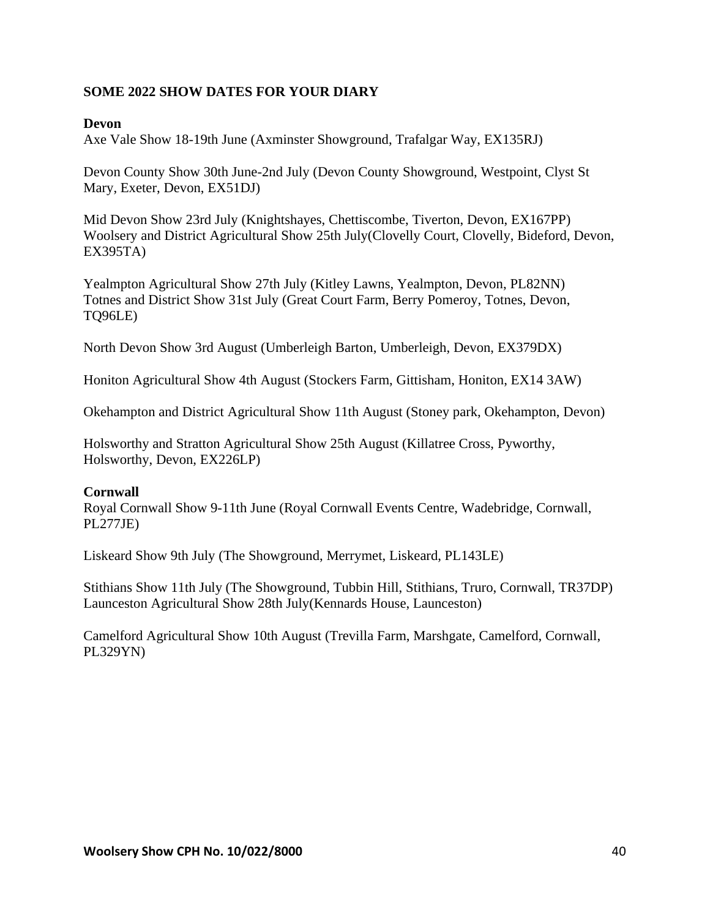**SOME 2022 SHOW DATES FOR YOUR DIARY**

**Devon**

Axe Vale Show 18-19th June (Axminster Showground, Trafalgar Way, EX135RJ)

Devon County Show 30th June-2nd July (Devon County Showground, Westpoint, Clyst St Mary, Exeter, Devon, EX51DJ)

Mid Devon Show 23rd July (Knightshayes, Chettiscombe, Tiverton, Devon, EX167PP)
Woolsery and District Agricultural Show 25th July(Clovelly Court, Clovelly, Bideford, Devon, EX395TA)

Yealmpton Agricultural Show 27th July (Kitley Lawns, Yealmpton, Devon, PL82NN)
Totnes and District Show 31st July (Great Court Farm, Berry Pomeroy, Totnes, Devon, TQ96LE)

North Devon Show 3rd August (Umberleigh Barton, Umberleigh, Devon, EX379DX)

Honiton Agricultural Show 4th August (Stockers Farm, Gittisham, Honiton, EX14 3AW)

Okehampton and District Agricultural Show 11th August (Stoney park, Okehampton, Devon)

Holsworthy and Stratton Agricultural Show 25th August (Killatree Cross, Pyworthy, Holsworthy, Devon, EX226LP)

**Cornwall**

Royal Cornwall Show 9-11th June (Royal Cornwall Events Centre, Wadebridge, Cornwall, PL277JE)

Liskeard Show 9th July (The Showground, Merrymet, Liskeard, PL143LE)

Stithians Show 11th July (The Showground, Tubbin Hill, Stithians, Truro, Cornwall, TR37DP)
Launceston Agricultural Show 28th July(Kennards House, Launceston)

Camelford Agricultural Show 10th August (Trevilla Farm, Marshgate, Camelford, Cornwall, PL329YN)

**Woolsery Show CPH No. 10/022/8000**